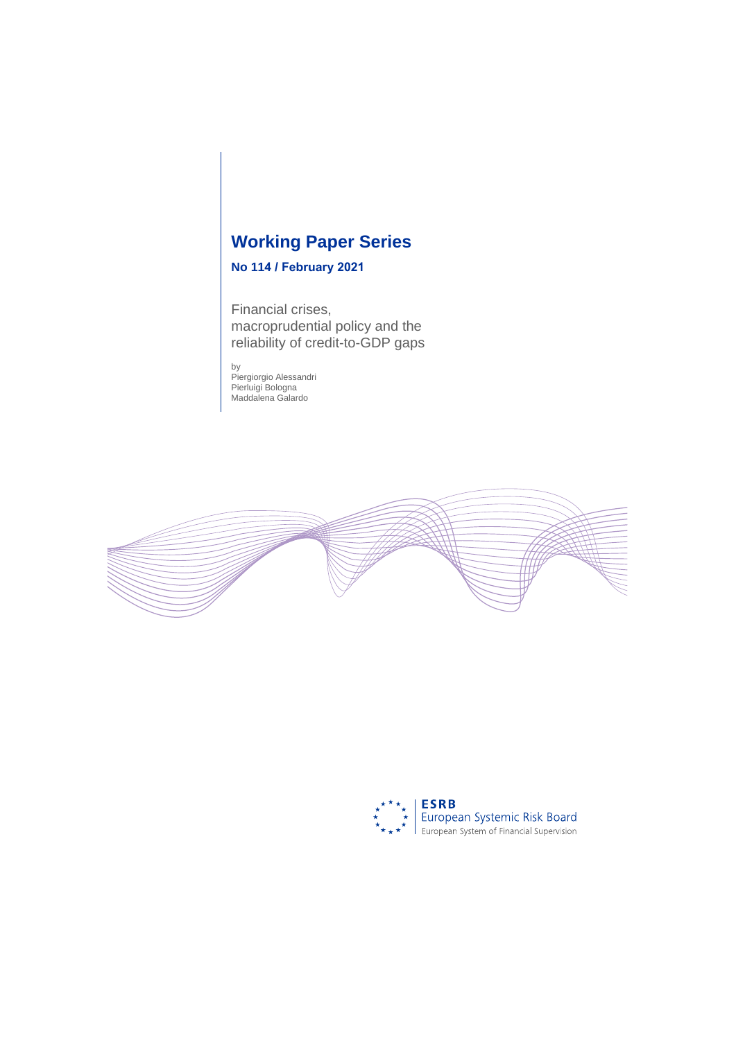# Working Paper Series

**No 114 / February 2021**

Financial crises, macroprudential policy and the reliability of credit-to-GDP gaps

by
Piergiorgio Alessandri
Pierluigi Bologna
Maddalena Galardo

**ESRB**
European Systemic Risk Board
European System of Financial Supervision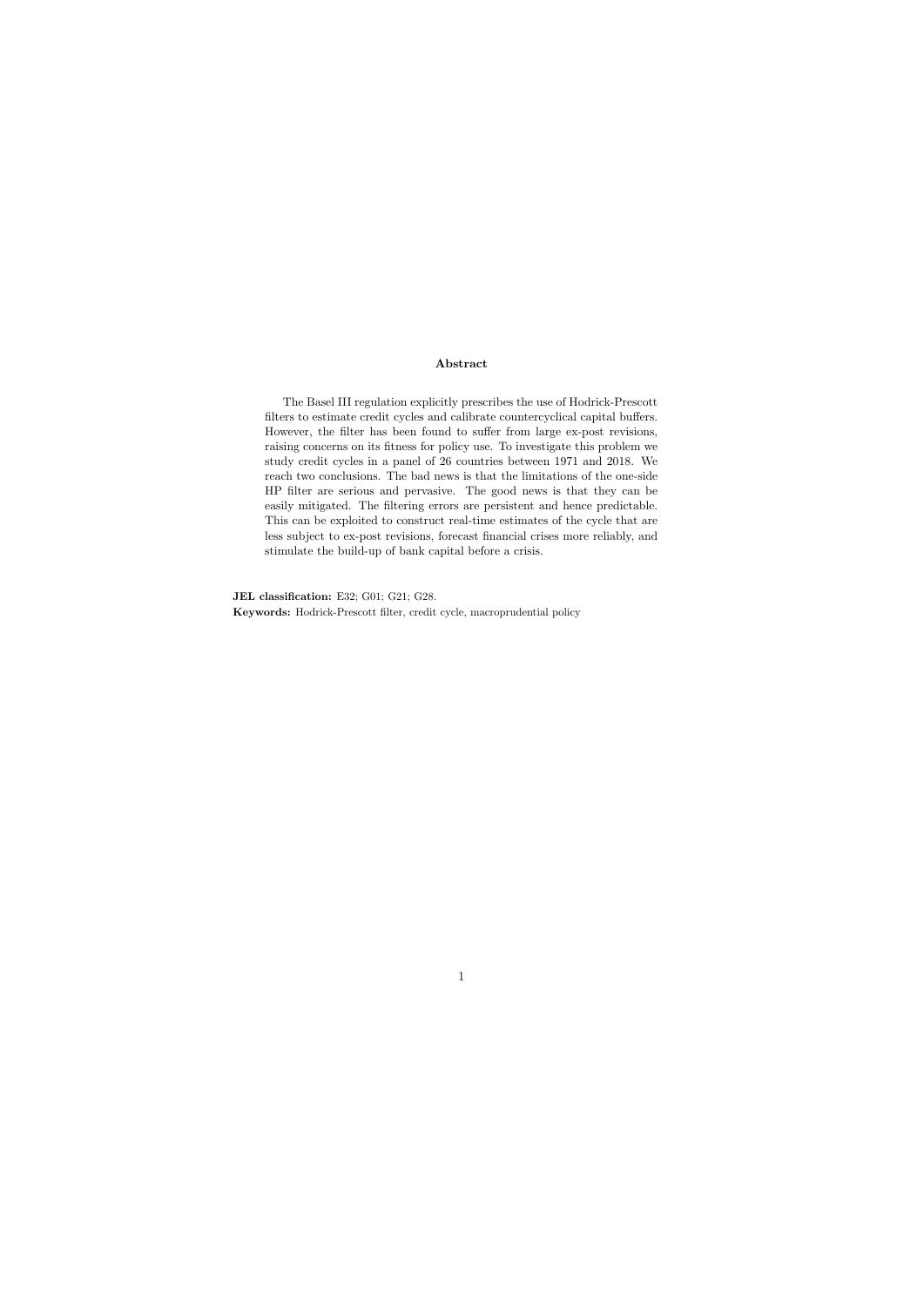## Abstract

The Basel III regulation explicitly prescribes the use of Hodrick-Prescott filters to estimate credit cycles and calibrate countercyclical capital buffers. However, the filter has been found to suffer from large ex-post revisions, raising concerns on its fitness for policy use. To investigate this problem we study credit cycles in a panel of 26 countries between 1971 and 2018. We reach two conclusions. The bad news is that the limitations of the one-side HP filter are serious and pervasive. The good news is that they can be easily mitigated. The filtering errors are persistent and hence predictable. This can be exploited to construct real-time estimates of the cycle that are less subject to ex-post revisions, forecast financial crises more reliably, and stimulate the build-up of bank capital before a crisis.

**JEL classification:** E32; G01; G21; G28.

**Keywords:** Hodrick-Prescott filter, credit cycle, macroprudential policy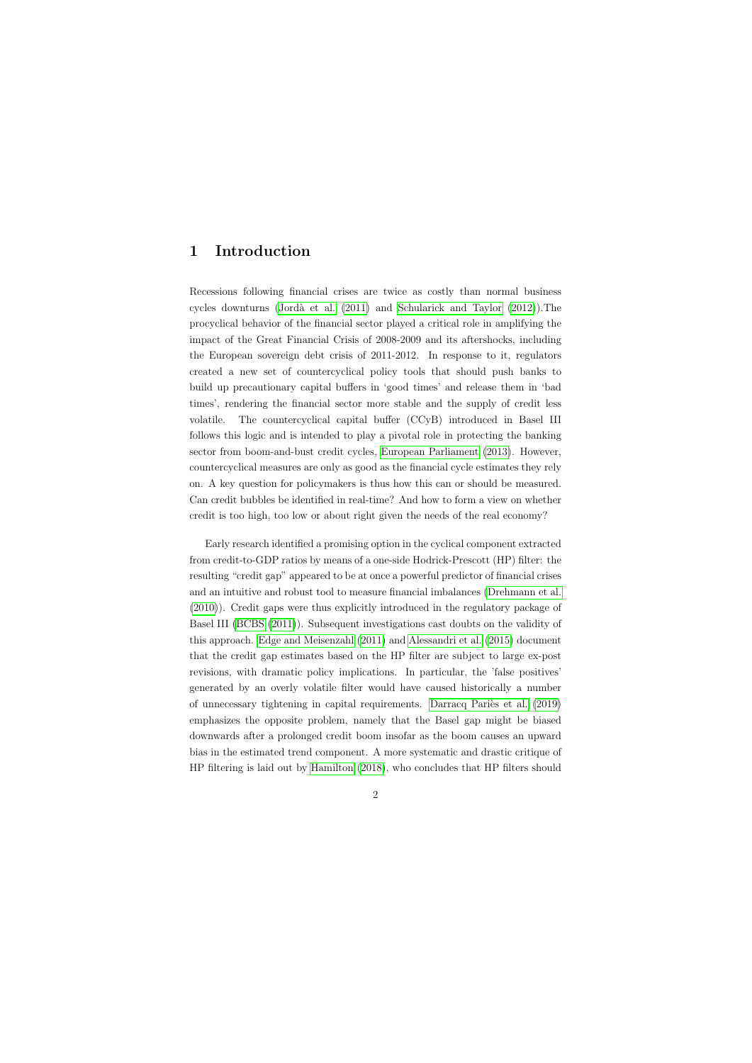## 1 Introduction

Recessions following financial crises are twice as costly than normal business cycles downturns (Jordà et al. (2011) and Schularick and Taylor (2012)).The procyclical behavior of the financial sector played a critical role in amplifying the impact of the Great Financial Crisis of 2008-2009 and its aftershocks, including the European sovereign debt crisis of 2011-2012. In response to it, regulators created a new set of countercyclical policy tools that should push banks to build up precautionary capital buffers in 'good times' and release them in 'bad times', rendering the financial sector more stable and the supply of credit less volatile. The countercyclical capital buffer (CCyB) introduced in Basel III follows this logic and is intended to play a pivotal role in protecting the banking sector from boom-and-bust credit cycles, European Parliament (2013). However, countercyclical measures are only as good as the financial cycle estimates they rely on. A key question for policymakers is thus how this can or should be measured. Can credit bubbles be identified in real-time? And how to form a view on whether credit is too high, too low or about right given the needs of the real economy?

Early research identified a promising option in the cyclical component extracted from credit-to-GDP ratios by means of a one-side Hodrick-Prescott (HP) filter: the resulting "credit gap" appeared to be at once a powerful predictor of financial crises and an intuitive and robust tool to measure financial imbalances (Drehmann et al. (2010)). Credit gaps were thus explicitly introduced in the regulatory package of Basel III (BCBS (2011)). Subsequent investigations cast doubts on the validity of this approach. Edge and Meisenzahl (2011) and Alessandri et al. (2015) document that the credit gap estimates based on the HP filter are subject to large ex-post revisions, with dramatic policy implications. In particular, the 'false positives' generated by an overly volatile filter would have caused historically a number of unnecessary tightening in capital requirements. Darracq Pariès et al. (2019) emphasizes the opposite problem, namely that the Basel gap might be biased downwards after a prolonged credit boom insofar as the boom causes an upward bias in the estimated trend component. A more systematic and drastic critique of HP filtering is laid out by Hamilton (2018), who concludes that HP filters should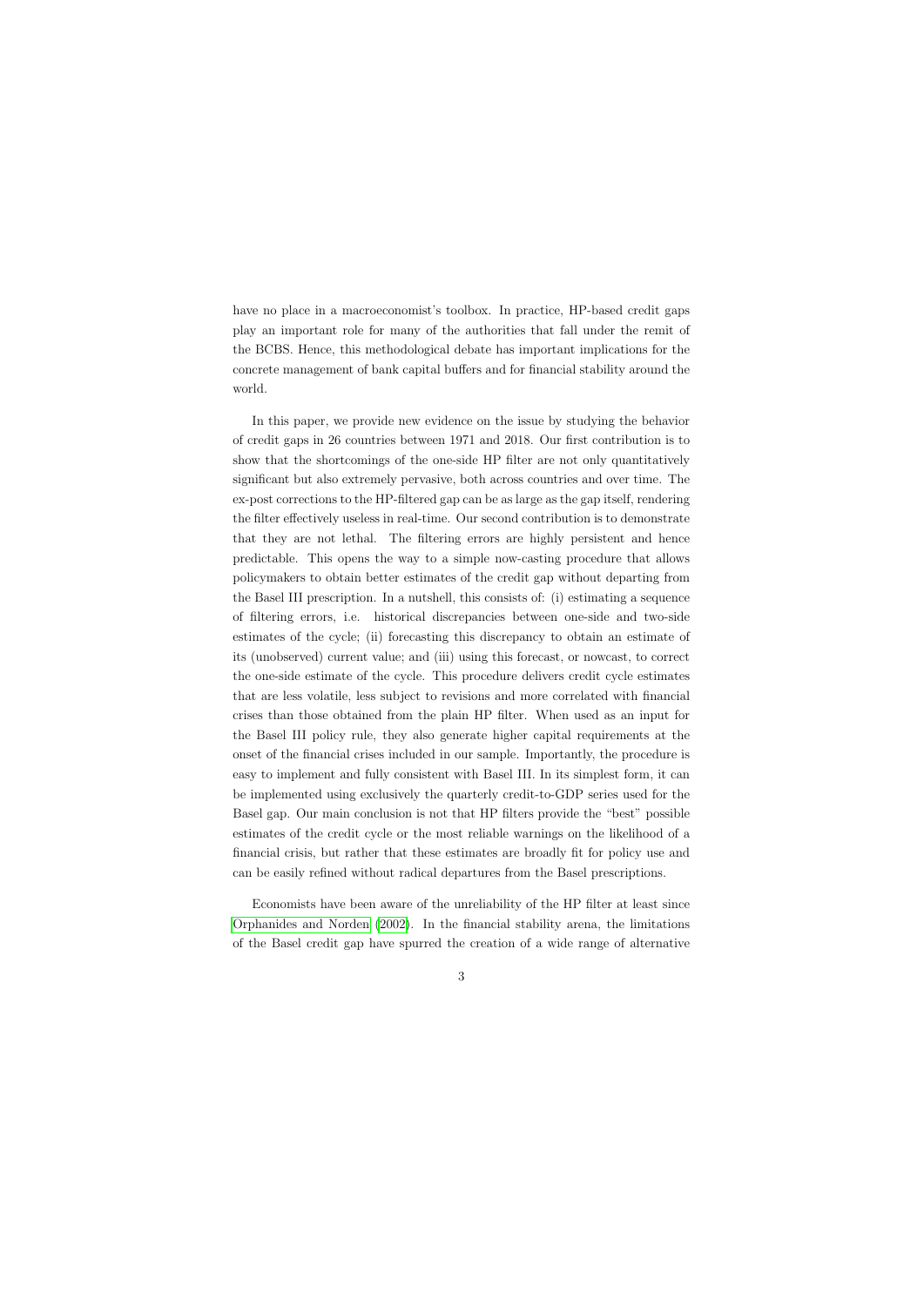have no place in a macroeconomist's toolbox. In practice, HP-based credit gaps play an important role for many of the authorities that fall under the remit of the BCBS. Hence, this methodological debate has important implications for the concrete management of bank capital buffers and for financial stability around the world.

In this paper, we provide new evidence on the issue by studying the behavior of credit gaps in 26 countries between 1971 and 2018. Our first contribution is to show that the shortcomings of the one-side HP filter are not only quantitatively significant but also extremely pervasive, both across countries and over time. The ex-post corrections to the HP-filtered gap can be as large as the gap itself, rendering the filter effectively useless in real-time. Our second contribution is to demonstrate that they are not lethal. The filtering errors are highly persistent and hence predictable. This opens the way to a simple now-casting procedure that allows policymakers to obtain better estimates of the credit gap without departing from the Basel III prescription. In a nutshell, this consists of: (i) estimating a sequence of filtering errors, i.e. historical discrepancies between one-side and two-side estimates of the cycle; (ii) forecasting this discrepancy to obtain an estimate of its (unobserved) current value; and (iii) using this forecast, or nowcast, to correct the one-side estimate of the cycle. This procedure delivers credit cycle estimates that are less volatile, less subject to revisions and more correlated with financial crises than those obtained from the plain HP filter. When used as an input for the Basel III policy rule, they also generate higher capital requirements at the onset of the financial crises included in our sample. Importantly, the procedure is easy to implement and fully consistent with Basel III. In its simplest form, it can be implemented using exclusively the quarterly credit-to-GDP series used for the Basel gap. Our main conclusion is not that HP filters provide the "best" possible estimates of the credit cycle or the most reliable warnings on the likelihood of a financial crisis, but rather that these estimates are broadly fit for policy use and can be easily refined without radical departures from the Basel prescriptions.

Economists have been aware of the unreliability of the HP filter at least since Orphanides and Norden (2002). In the financial stability arena, the limitations of the Basel credit gap have spurred the creation of a wide range of alternative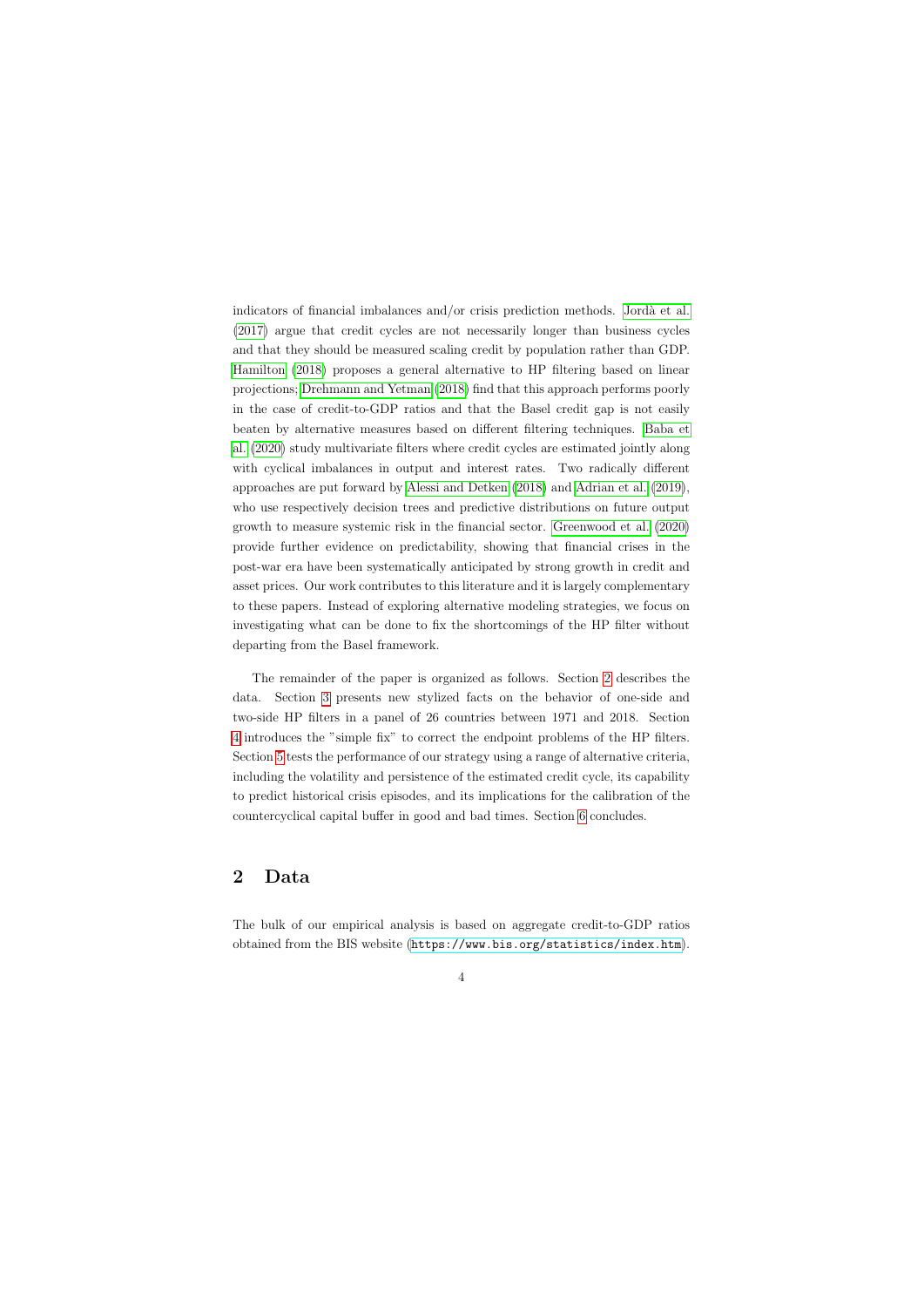indicators of financial imbalances and/or crisis prediction methods. Jordà et al. (2017) argue that credit cycles are not necessarily longer than business cycles and that they should be measured scaling credit by population rather than GDP. Hamilton (2018) proposes a general alternative to HP filtering based on linear projections; Drehmann and Yetman (2018) find that this approach performs poorly in the case of credit-to-GDP ratios and that the Basel credit gap is not easily beaten by alternative measures based on different filtering techniques. Baba et al. (2020) study multivariate filters where credit cycles are estimated jointly along with cyclical imbalances in output and interest rates. Two radically different approaches are put forward by Alessi and Detken (2018) and Adrian et al. (2019), who use respectively decision trees and predictive distributions on future output growth to measure systemic risk in the financial sector. Greenwood et al. (2020) provide further evidence on predictability, showing that financial crises in the post-war era have been systematically anticipated by strong growth in credit and asset prices. Our work contributes to this literature and it is largely complementary to these papers. Instead of exploring alternative modeling strategies, we focus on investigating what can be done to fix the shortcomings of the HP filter without departing from the Basel framework.

The remainder of the paper is organized as follows. Section 2 describes the data. Section 3 presents new stylized facts on the behavior of one-side and two-side HP filters in a panel of 26 countries between 1971 and 2018. Section 4 introduces the "simple fix" to correct the endpoint problems of the HP filters. Section 5 tests the performance of our strategy using a range of alternative criteria, including the volatility and persistence of the estimated credit cycle, its capability to predict historical crisis episodes, and its implications for the calibration of the countercyclical capital buffer in good and bad times. Section 6 concludes.

## 2 Data

The bulk of our empirical analysis is based on aggregate credit-to-GDP ratios obtained from the BIS website (https://www.bis.org/statistics/index.htm).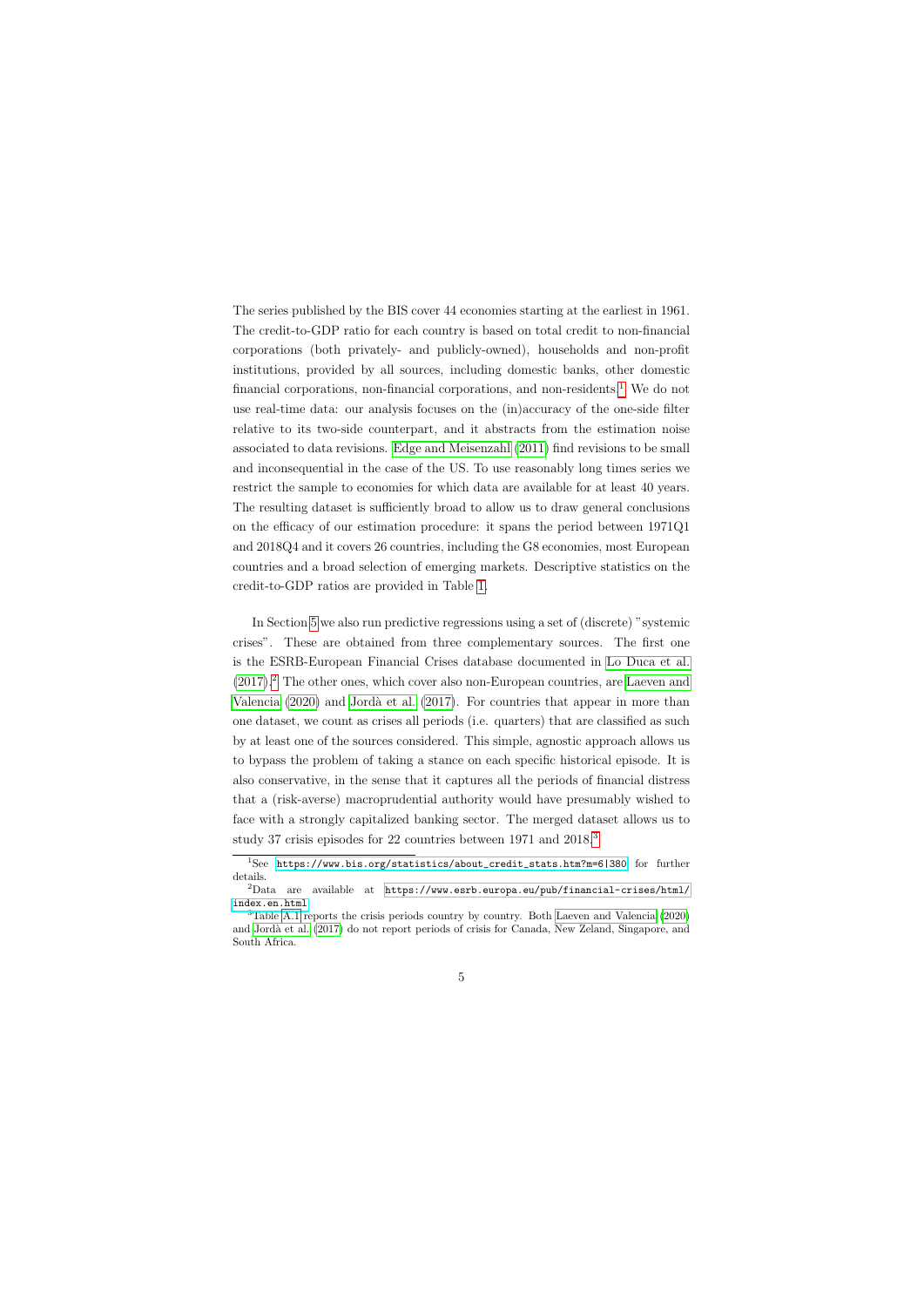The series published by the BIS cover 44 economies starting at the earliest in 1961. The credit-to-GDP ratio for each country is based on total credit to non-financial corporations (both privately- and publicly-owned), households and non-profit institutions, provided by all sources, including domestic banks, other domestic financial corporations, non-financial corporations, and non-residents.[1] We do not use real-time data: our analysis focuses on the (in)accuracy of the one-side filter relative to its two-side counterpart, and it abstracts from the estimation noise associated to data revisions. Edge and Meisenzahl (2011) find revisions to be small and inconsequential in the case of the US. To use reasonably long times series we restrict the sample to economies for which data are available for at least 40 years. The resulting dataset is sufficiently broad to allow us to draw general conclusions on the efficacy of our estimation procedure: it spans the period between 1971Q1 and 2018Q4 and it covers 26 countries, including the G8 economies, most European countries and a broad selection of emerging markets. Descriptive statistics on the credit-to-GDP ratios are provided in Table 1.

In Section 5 we also run predictive regressions using a set of (discrete) "systemic crises". These are obtained from three complementary sources. The first one is the ESRB-European Financial Crises database documented in Lo Duca et al. (2017).[2] The other ones, which cover also non-European countries, are Laeven and Valencia (2020) and Jordà et al. (2017). For countries that appear in more than one dataset, we count as crises all periods (i.e. quarters) that are classified as such by at least one of the sources considered. This simple, agnostic approach allows us to bypass the problem of taking a stance on each specific historical episode. It is also conservative, in the sense that it captures all the periods of financial distress that a (risk-averse) macroprudential authority would have presumably wished to face with a strongly capitalized banking sector. The merged dataset allows us to study 37 crisis episodes for 22 countries between 1971 and 2018.[3]

[1] See https://www.bis.org/statistics/about_credit_stats.htm?m=6|380 for further details.

[2] Data are available at https://www.esrb.europa.eu/pub/financial-crises/html/index.en.html.

[3] Table A.1 reports the crisis periods country by country. Both Laeven and Valencia (2020) and Jordà et al. (2017) do not report periods of crisis for Canada, New Zeland, Singapore, and South Africa.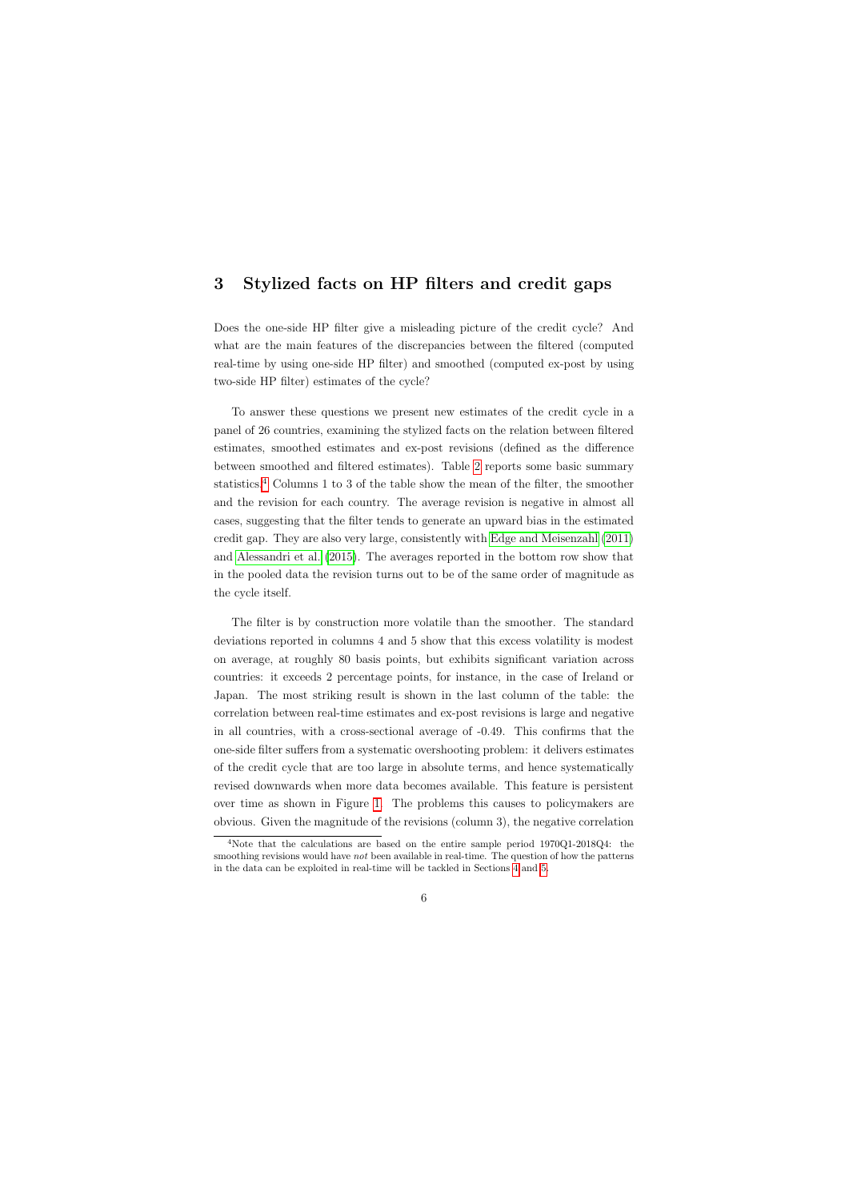## 3 Stylized facts on HP filters and credit gaps

Does the one-side HP filter give a misleading picture of the credit cycle? And what are the main features of the discrepancies between the filtered (computed real-time by using one-side HP filter) and smoothed (computed ex-post by using two-side HP filter) estimates of the cycle?

To answer these questions we present new estimates of the credit cycle in a panel of 26 countries, examining the stylized facts on the relation between filtered estimates, smoothed estimates and ex-post revisions (defined as the difference between smoothed and filtered estimates). Table 2 reports some basic summary statistics.[4] Columns 1 to 3 of the table show the mean of the filter, the smoother and the revision for each country. The average revision is negative in almost all cases, suggesting that the filter tends to generate an upward bias in the estimated credit gap. They are also very large, consistently with Edge and Meisenzahl (2011) and Alessandri et al. (2015). The averages reported in the bottom row show that in the pooled data the revision turns out to be of the same order of magnitude as the cycle itself.

The filter is by construction more volatile than the smoother. The standard deviations reported in columns 4 and 5 show that this excess volatility is modest on average, at roughly 80 basis points, but exhibits significant variation across countries: it exceeds 2 percentage points, for instance, in the case of Ireland or Japan. The most striking result is shown in the last column of the table: the correlation between real-time estimates and ex-post revisions is large and negative in all countries, with a cross-sectional average of -0.49. This confirms that the one-side filter suffers from a systematic overshooting problem: it delivers estimates of the credit cycle that are too large in absolute terms, and hence systematically revised downwards when more data becomes available. This feature is persistent over time as shown in Figure 1. The problems this causes to policymakers are obvious. Given the magnitude of the revisions (column 3), the negative correlation

[4] Note that the calculations are based on the entire sample period 1970Q1-2018Q4: the smoothing revisions would have *not* been available in real-time. The question of how the patterns in the data can be exploited in real-time will be tackled in Sections 4 and 5.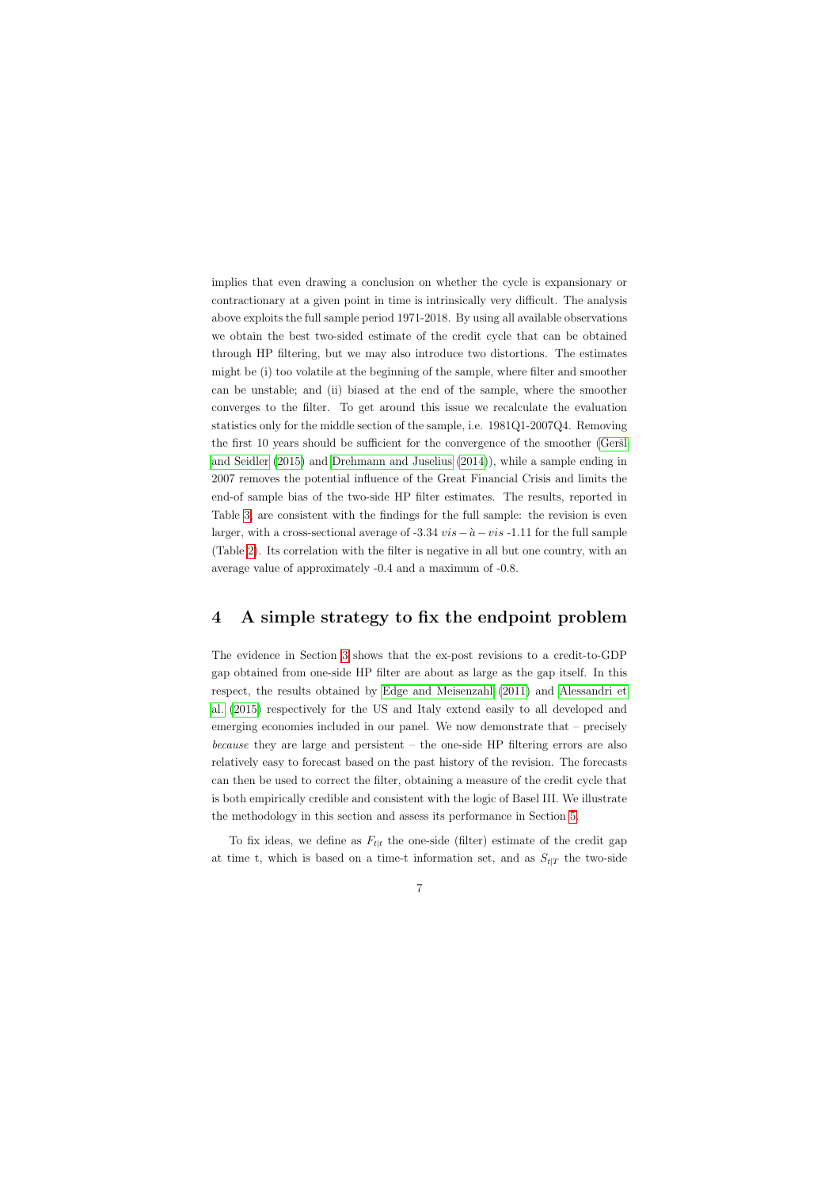implies that even drawing a conclusion on whether the cycle is expansionary or contractionary at a given point in time is intrinsically very difficult. The analysis above exploits the full sample period 1971-2018. By using all available observations we obtain the best two-sided estimate of the credit cycle that can be obtained through HP filtering, but we may also introduce two distortions. The estimates might be (i) too volatile at the beginning of the sample, where filter and smoother can be unstable; and (ii) biased at the end of the sample, where the smoother converges to the filter. To get around this issue we recalculate the evaluation statistics only for the middle section of the sample, i.e. 1981Q1-2007Q4. Removing the first 10 years should be sufficient for the convergence of the smoother (Geršl and Seidler (2015) and Drehmann and Juselius (2014)), while a sample ending in 2007 removes the potential influence of the Great Financial Crisis and limits the end-of sample bias of the two-side HP filter estimates. The results, reported in Table 3, are consistent with the findings for the full sample: the revision is even larger, with a cross-sectional average of -3.34 $vis-\grave{a}-vis$ -1.11 for the full sample (Table 2). Its correlation with the filter is negative in all but one country, with an average value of approximately -0.4 and a maximum of -0.8.

## 4 A simple strategy to fix the endpoint problem

The evidence in Section 3 shows that the ex-post revisions to a credit-to-GDP gap obtained from one-side HP filter are about as large as the gap itself. In this respect, the results obtained by Edge and Meisenzahl (2011) and Alessandri et al. (2015) respectively for the US and Italy extend easily to all developed and emerging economies included in our panel. We now demonstrate that – precisely *because* they are large and persistent – the one-side HP filtering errors are also relatively easy to forecast based on the past history of the revision. The forecasts can then be used to correct the filter, obtaining a measure of the credit cycle that is both empirically credible and consistent with the logic of Basel III. We illustrate the methodology in this section and assess its performance in Section 5.

To fix ideas, we define as $F_{t|t}$ the one-side (filter) estimate of the credit gap at time t, which is based on a time-t information set, and as $S_{t|T}$ the two-side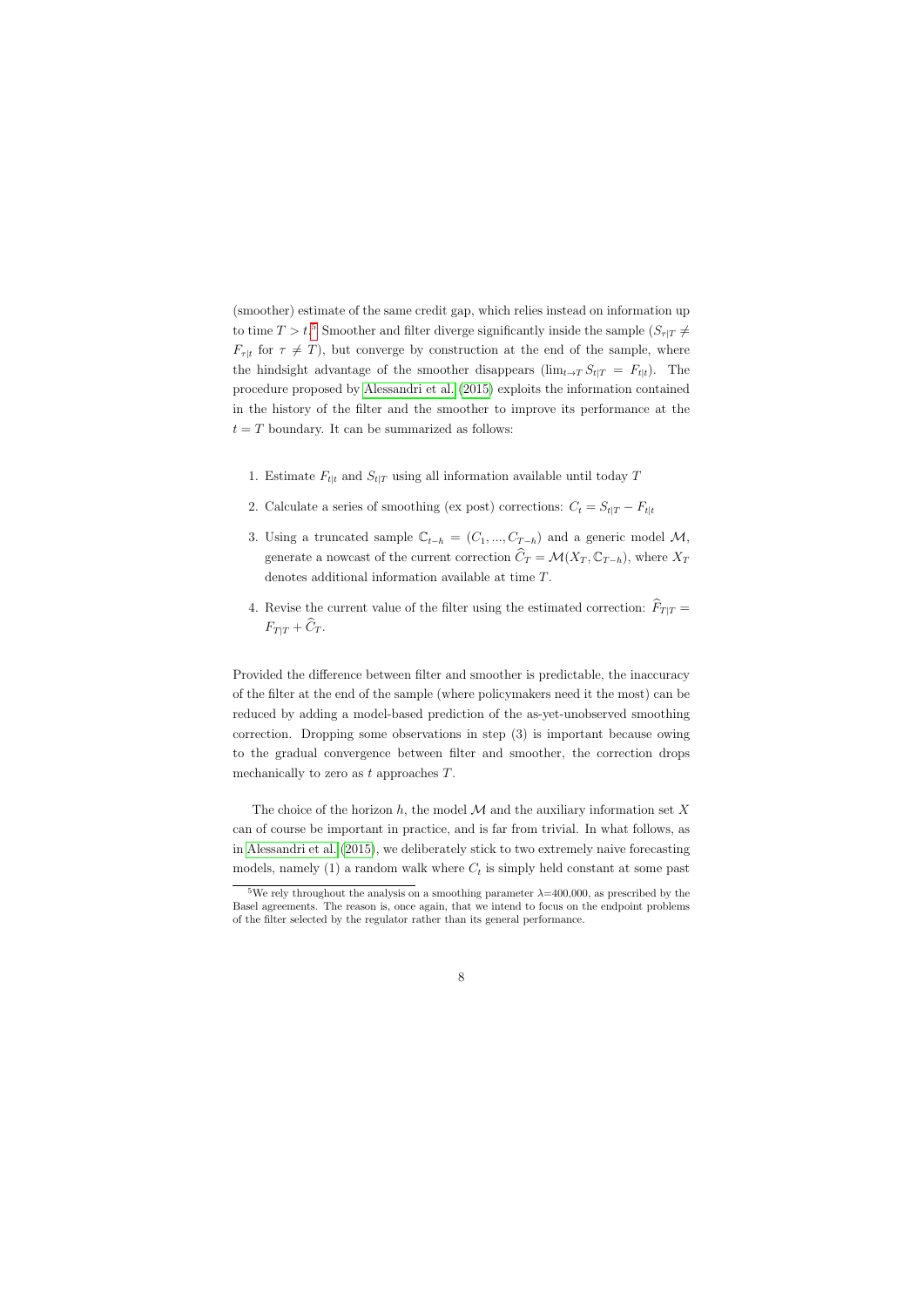(smoother) estimate of the same credit gap, which relies instead on information up to time $T > t$.[5] Smoother and filter diverge significantly inside the sample ($S_{\tau|T} \neq F_{\tau|t}$ for $\tau \neq T$), but converge by construction at the end of the sample, where the hindsight advantage of the smoother disappears ($\lim_{t \to T} S_{t|T} = F_{t|t}$). The procedure proposed by Alessandri et al. (2015) exploits the information contained in the history of the filter and the smoother to improve its performance at the $t = T$ boundary. It can be summarized as follows:

1. Estimate $F_{t|t}$ and $S_{t|T}$ using all information available until today $T$
2. Calculate a series of smoothing (ex post) corrections: $C_t = S_{t|T} - F_{t|t}$
3. Using a truncated sample $\mathbb{C}_{t-h} = (C_1, ..., C_{T-h})$ and a generic model $\mathcal{M}$, generate a nowcast of the current correction $\widehat{C}_T = \mathcal{M}(X_T, \mathbb{C}_{T-h})$, where $X_T$ denotes additional information available at time $T$.
4. Revise the current value of the filter using the estimated correction: $\widehat{F}_{T|T} = F_{T|T} + \widehat{C}_T$.

Provided the difference between filter and smoother is predictable, the inaccuracy of the filter at the end of the sample (where policymakers need it the most) can be reduced by adding a model-based prediction of the as-yet-unobserved smoothing correction. Dropping some observations in step (3) is important because owing to the gradual convergence between filter and smoother, the correction drops mechanically to zero as $t$ approaches $T$.

The choice of the horizon $h$, the model $\mathcal{M}$ and the auxiliary information set $X$ can of course be important in practice, and is far from trivial. In what follows, as in Alessandri et al. (2015), we deliberately stick to two extremely naive forecasting models, namely (1) a random walk where $C_t$ is simply held constant at some past

[5] We rely throughout the analysis on a smoothing parameter $\lambda$=400,000, as prescribed by the Basel agreements. The reason is, once again, that we intend to focus on the endpoint problems of the filter selected by the regulator rather than its general performance.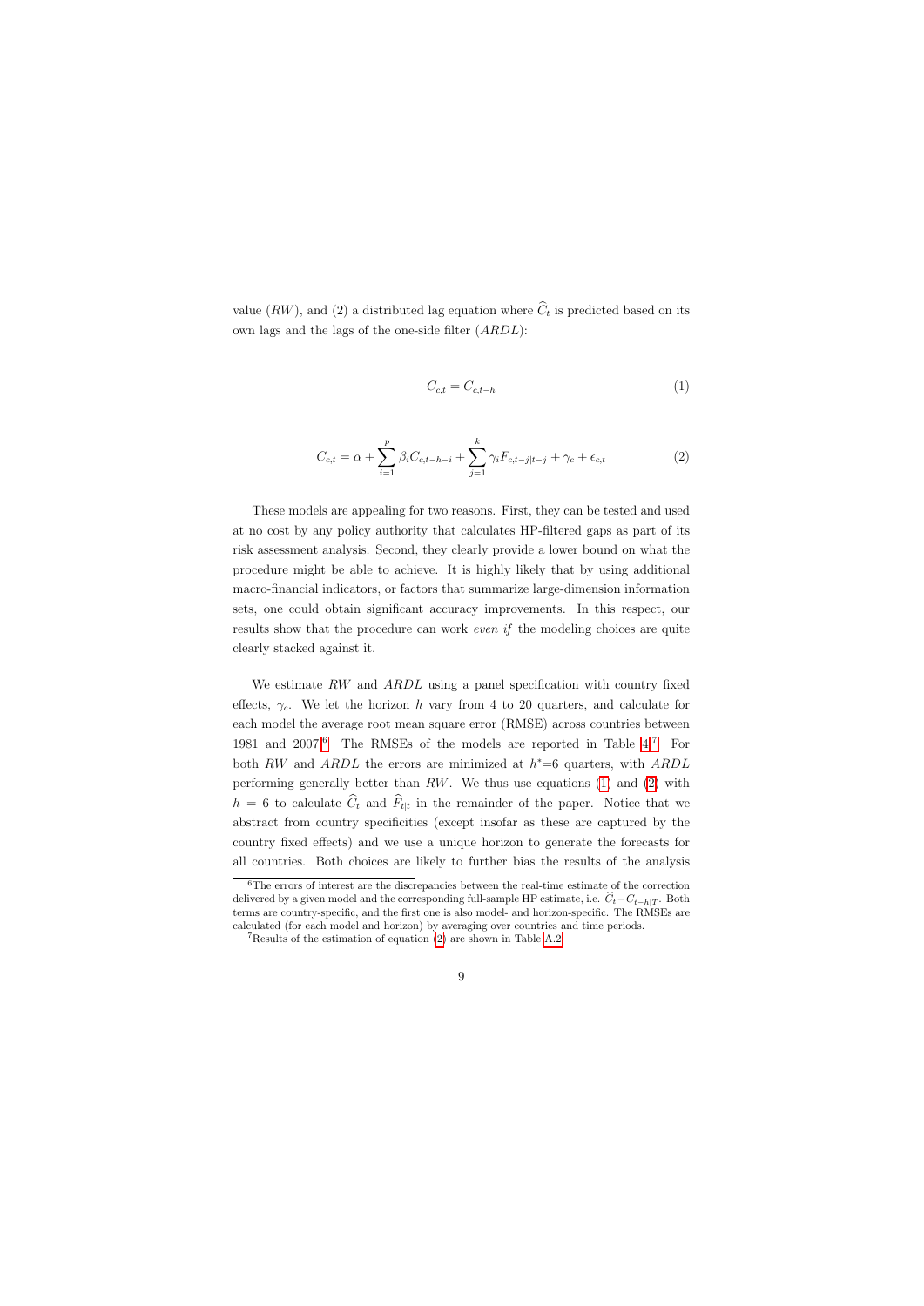value ($RW$), and (2) a distributed lag equation where $\widehat{C}_t$ is predicted based on its own lags and the lags of the one-side filter ($ARDL$):

$$C_{c,t} = C_{c,t-h} \tag{1}$$

$$C_{c,t} = \alpha + \sum_{i=1}^{p} \beta_i C_{c,t-h-i} + \sum_{j=1}^{k} \gamma_i F_{c,t-j|t-j} + \gamma_c + \epsilon_{c,t} \tag{2}$$

These models are appealing for two reasons. First, they can be tested and used at no cost by any policy authority that calculates HP-filtered gaps as part of its risk assessment analysis. Second, they clearly provide a lower bound on what the procedure might be able to achieve. It is highly likely that by using additional macro-financial indicators, or factors that summarize large-dimension information sets, one could obtain significant accuracy improvements. In this respect, our results show that the procedure can work *even if* the modeling choices are quite clearly stacked against it.

We estimate $RW$ and $ARDL$ using a panel specification with country fixed effects, $\gamma_c$. We let the horizon $h$ vary from 4 to 20 quarters, and calculate for each model the average root mean square error (RMSE) across countries between 1981 and 2007.[6] The RMSEs of the models are reported in Table 4.[7] For both $RW$ and $ARDL$ the errors are minimized at $h^*$=6 quarters, with $ARDL$ performing generally better than $RW$. We thus use equations (1) and (2) with $h = 6$ to calculate $\widehat{C}_t$ and $\widehat{F}_{t|t}$ in the remainder of the paper. Notice that we abstract from country specificities (except insofar as these are captured by the country fixed effects) and we use a unique horizon to generate the forecasts for all countries. Both choices are likely to further bias the results of the analysis

---

[6] The errors of interest are the discrepancies between the real-time estimate of the correction delivered by a given model and the corresponding full-sample HP estimate, i.e. $\widehat{C}_t - C_{t-h|T}$. Both terms are country-specific, and the first one is also model- and horizon-specific. The RMSEs are calculated (for each model and horizon) by averaging over countries and time periods.

[7] Results of the estimation of equation (2) are shown in Table A.2.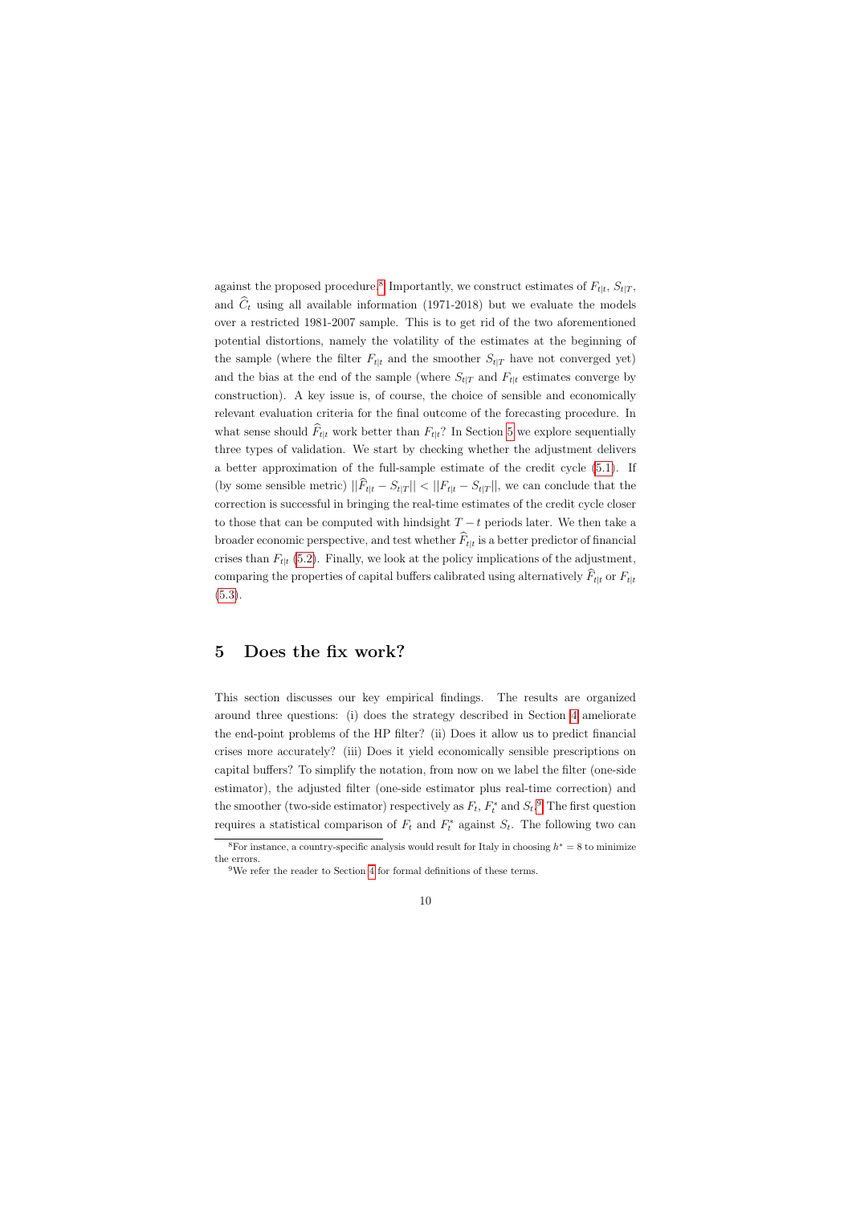against the proposed procedure.[8] Importantly, we construct estimates of $F_{t|t}$, $S_{t|T}$, and $\widehat{C}_t$ using all available information (1971-2018) but we evaluate the models over a restricted 1981-2007 sample. This is to get rid of the two aforementioned potential distortions, namely the volatility of the estimates at the beginning of the sample (where the filter $F_{t|t}$ and the smoother $S_{t|T}$ have not converged yet) and the bias at the end of the sample (where $S_{t|T}$ and $F_{t|t}$ estimates converge by construction). A key issue is, of course, the choice of sensible and economically relevant evaluation criteria for the final outcome of the forecasting procedure. In what sense should $\widehat{F}_{t|t}$ work better than $F_{t|t}$? In Section 5 we explore sequentially three types of validation. We start by checking whether the adjustment delivers a better approximation of the full-sample estimate of the credit cycle (5.1). If (by some sensible metric) $||\widehat{F}_{t|t} - S_{t|T}|| < ||F_{t|t} - S_{t|T}||$, we can conclude that the correction is successful in bringing the real-time estimates of the credit cycle closer to those that can be computed with hindsight $T - t$ periods later. We then take a broader economic perspective, and test whether $\widehat{F}_{t|t}$ is a better predictor of financial crises than $F_{t|t}$ (5.2). Finally, we look at the policy implications of the adjustment, comparing the properties of capital buffers calibrated using alternatively $\widehat{F}_{t|t}$ or $F_{t|t}$ (5.3).

## 5 Does the fix work?

This section discusses our key empirical findings. The results are organized around three questions: (i) does the strategy described in Section 4 ameliorate the end-point problems of the HP filter? (ii) Does it allow us to predict financial crises more accurately? (iii) Does it yield economically sensible prescriptions on capital buffers? To simplify the notation, from now on we label the filter (one-side estimator), the adjusted filter (one-side estimator plus real-time correction) and the smoother (two-side estimator) respectively as $F_t$, $F_t^*$ and $S_t$.[9] The first question requires a statistical comparison of $F_t$ and $F_t^*$ against $S_t$. The following two can

[8] For instance, a country-specific analysis would result for Italy in choosing $h^* = 8$ to minimize the errors.

[9] We refer the reader to Section 4 for formal definitions of these terms.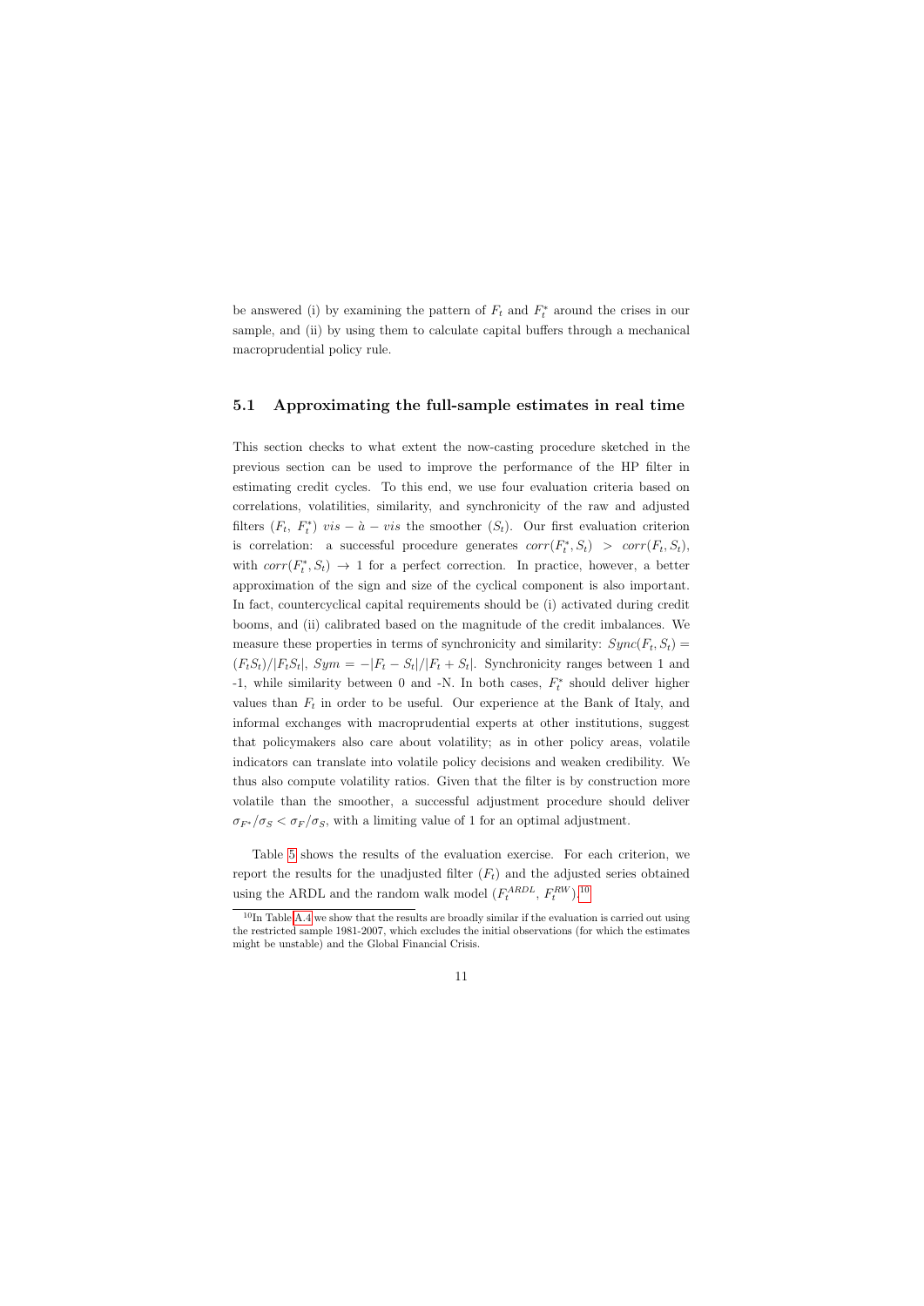be answered (i) by examining the pattern of $F_t$ and $F_t^*$ around the crises in our sample, and (ii) by using them to calculate capital buffers through a mechanical macroprudential policy rule.

### 5.1 Approximating the full-sample estimates in real time

This section checks to what extent the now-casting procedure sketched in the previous section can be used to improve the performance of the HP filter in estimating credit cycles. To this end, we use four evaluation criteria based on correlations, volatilities, similarity, and synchronicity of the raw and adjusted filters ($F_t$, $F_t^*$) $vis-\grave{a}-vis$ the smoother ($S_t$). Our first evaluation criterion is correlation: a successful procedure generates $corr(F_t^*, S_t) > corr(F_t, S_t)$, with $corr(F_t^*, S_t) \rightarrow 1$ for a perfect correction. In practice, however, a better approximation of the sign and size of the cyclical component is also important. In fact, countercyclical capital requirements should be (i) activated during credit booms, and (ii) calibrated based on the magnitude of the credit imbalances. We measure these properties in terms of synchronicity and similarity: $Sync(F_t, S_t) = (F_t S_t)/|F_t S_t|$, $Sym = -|F_t - S_t|/|F_t + S_t|$. Synchronicity ranges between 1 and -1, while similarity between 0 and -N. In both cases, $F_t^*$ should deliver higher values than $F_t$ in order to be useful. Our experience at the Bank of Italy, and informal exchanges with macroprudential experts at other institutions, suggest that policymakers also care about volatility; as in other policy areas, volatile indicators can translate into volatile policy decisions and weaken credibility. We thus also compute volatility ratios. Given that the filter is by construction more volatile than the smoother, a successful adjustment procedure should deliver $\sigma_{F^*}/\sigma_S < \sigma_F/\sigma_S$, with a limiting value of 1 for an optimal adjustment.

Table 5 shows the results of the evaluation exercise. For each criterion, we report the results for the unadjusted filter ($F_t$) and the adjusted series obtained using the ARDL and the random walk model ($F_t^{ARDL}$, $F_t^{RW}$).[10]

[10] In Table A.4 we show that the results are broadly similar if the evaluation is carried out using the restricted sample 1981-2007, which excludes the initial observations (for which the estimates might be unstable) and the Global Financial Crisis.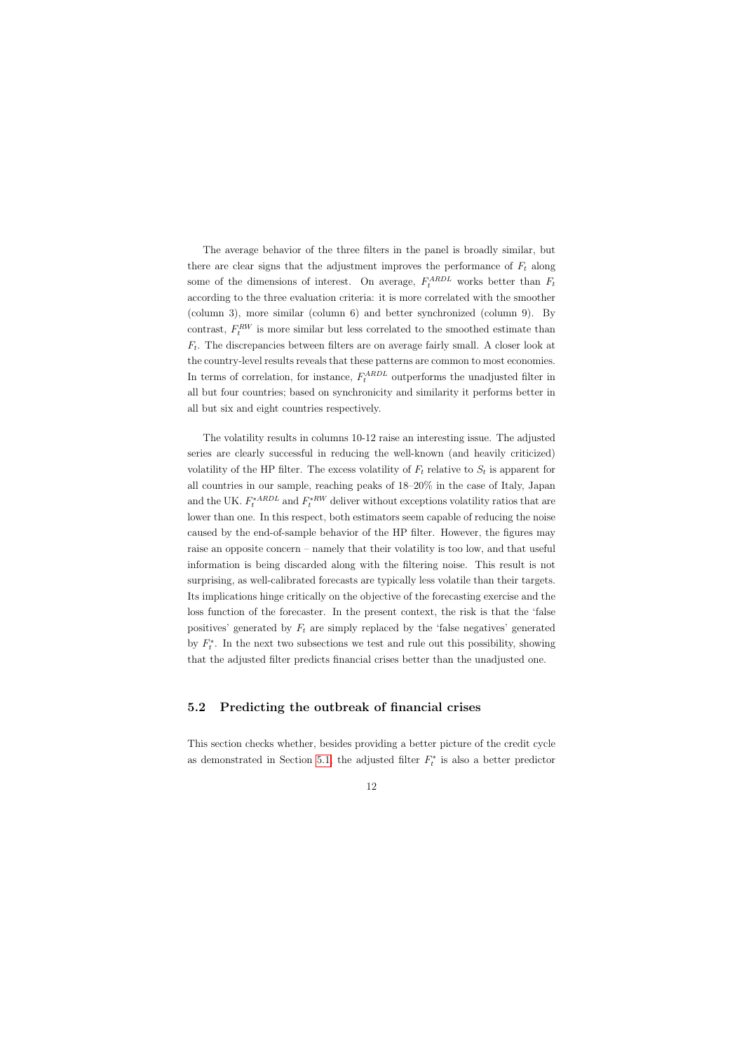The average behavior of the three filters in the panel is broadly similar, but there are clear signs that the adjustment improves the performance of $F_t$ along some of the dimensions of interest. On average, $F_t^{ARDL}$ works better than $F_t$ according to the three evaluation criteria: it is more correlated with the smoother (column 3), more similar (column 6) and better synchronized (column 9). By contrast, $F_t^{RW}$ is more similar but less correlated to the smoothed estimate than $F_t$. The discrepancies between filters are on average fairly small. A closer look at the country-level results reveals that these patterns are common to most economies. In terms of correlation, for instance, $F_t^{ARDL}$ outperforms the unadjusted filter in all but four countries; based on synchronicity and similarity it performs better in all but six and eight countries respectively.

The volatility results in columns 10-12 raise an interesting issue. The adjusted series are clearly successful in reducing the well-known (and heavily criticized) volatility of the HP filter. The excess volatility of $F_t$ relative to $S_t$ is apparent for all countries in our sample, reaching peaks of 18–20% in the case of Italy, Japan and the UK. $F_t^{*ARDL}$ and $F_t^{*RW}$ deliver without exceptions volatility ratios that are lower than one. In this respect, both estimators seem capable of reducing the noise caused by the end-of-sample behavior of the HP filter. However, the figures may raise an opposite concern – namely that their volatility is too low, and that useful information is being discarded along with the filtering noise. This result is not surprising, as well-calibrated forecasts are typically less volatile than their targets. Its implications hinge critically on the objective of the forecasting exercise and the loss function of the forecaster. In the present context, the risk is that the 'false positives' generated by $F_t$ are simply replaced by the 'false negatives' generated by $F_t^*$. In the next two subsections we test and rule out this possibility, showing that the adjusted filter predicts financial crises better than the unadjusted one.

## 5.2 Predicting the outbreak of financial crises

This section checks whether, besides providing a better picture of the credit cycle as demonstrated in Section 5.1, the adjusted filter $F_t^*$ is also a better predictor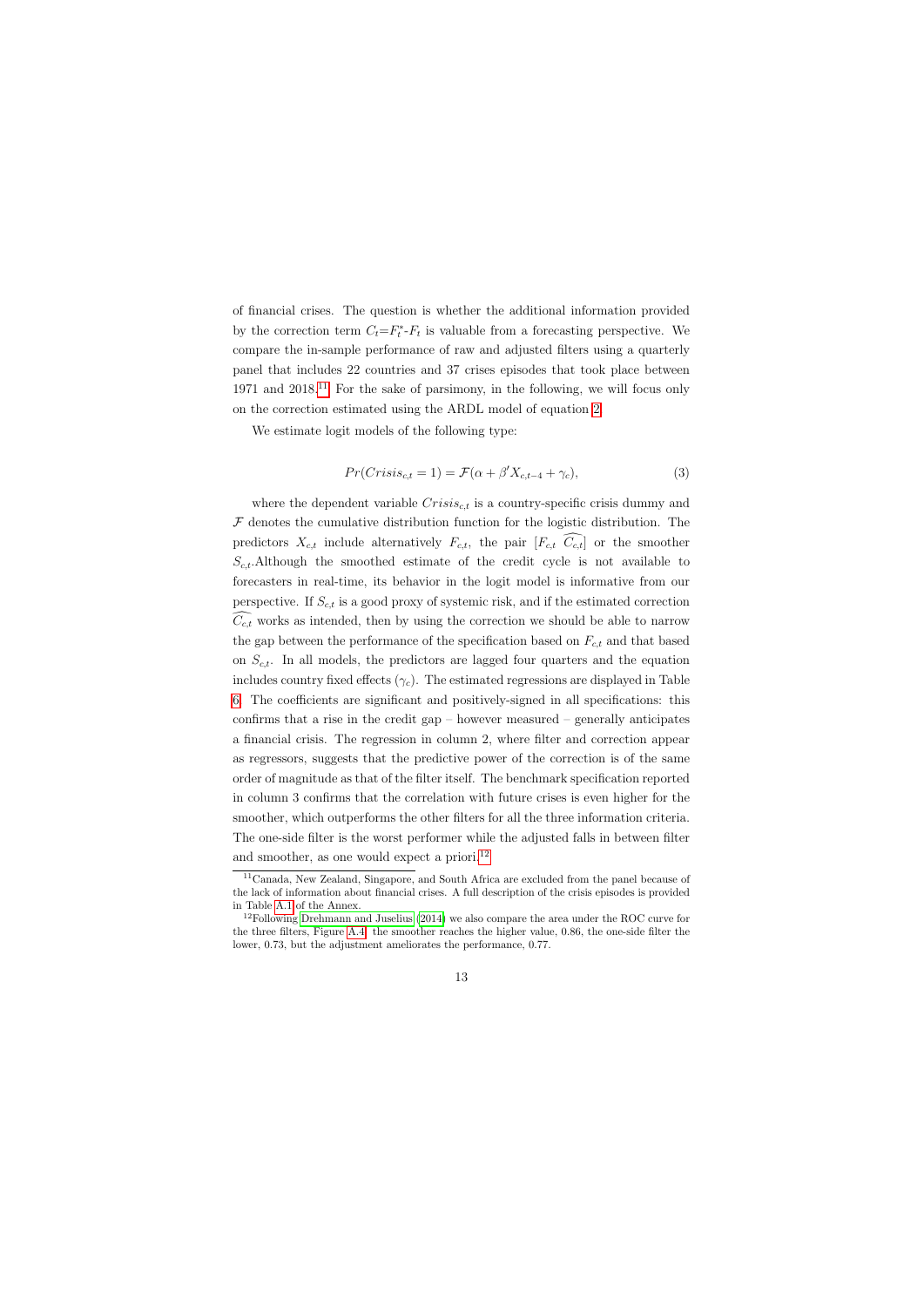of financial crises. The question is whether the additional information provided by the correction term $C_t$=$F_t^*$-$F_t$ is valuable from a forecasting perspective. We compare the in-sample performance of raw and adjusted filters using a quarterly panel that includes 22 countries and 37 crises episodes that took place between 1971 and 2018.[11] For the sake of parsimony, in the following, we will focus only on the correction estimated using the ARDL model of equation 2.

We estimate logit models of the following type:

$$Pr(Crisis_{c,t} = 1) = \mathcal{F}(\alpha + \beta' X_{c,t-4} + \gamma_c), \tag{3}$$

where the dependent variable $Crisis_{c,t}$ is a country-specific crisis dummy and $\mathcal{F}$ denotes the cumulative distribution function for the logistic distribution. The predictors $X_{c,t}$ include alternatively $F_{c,t}$, the pair $[F_{c,t}\ \widehat{C_{c,t}}]$ or the smoother $S_{c,t}$.Although the smoothed estimate of the credit cycle is not available to forecasters in real-time, its behavior in the logit model is informative from our perspective. If $S_{c,t}$ is a good proxy of systemic risk, and if the estimated correction $\widehat{C_{c,t}}$ works as intended, then by using the correction we should be able to narrow the gap between the performance of the specification based on $F_{c,t}$ and that based on $S_{c,t}$. In all models, the predictors are lagged four quarters and the equation includes country fixed effects ($\gamma_c$). The estimated regressions are displayed in Table 6. The coefficients are significant and positively-signed in all specifications: this confirms that a rise in the credit gap – however measured – generally anticipates a financial crisis. The regression in column 2, where filter and correction appear as regressors, suggests that the predictive power of the correction is of the same order of magnitude as that of the filter itself. The benchmark specification reported in column 3 confirms that the correlation with future crises is even higher for the smoother, which outperforms the other filters for all the three information criteria. The one-side filter is the worst performer while the adjusted falls in between filter and smoother, as one would expect a priori.[12]

[11] Canada, New Zealand, Singapore, and South Africa are excluded from the panel because of the lack of information about financial crises. A full description of the crisis episodes is provided in Table A.1 of the Annex.

[12] Following Drehmann and Juselius (2014) we also compare the area under the ROC curve for the three filters, Figure A.4: the smoother reaches the higher value, 0.86, the one-side filter the lower, 0.73, but the adjustment ameliorates the performance, 0.77.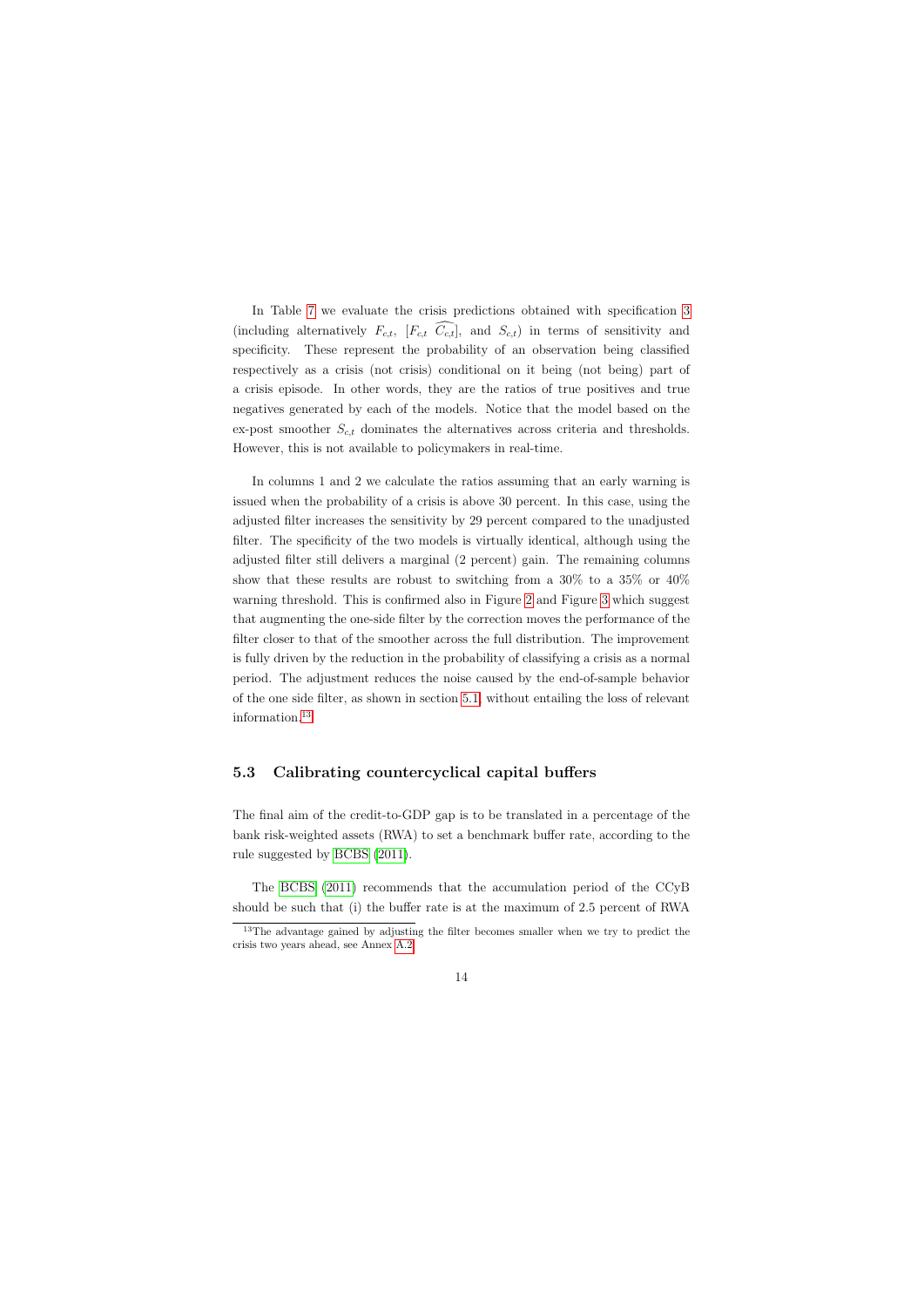In Table 7 we evaluate the crisis predictions obtained with specification 3 (including alternatively $F_{c,t}$, $[F_{c,t}\ \widehat{C_{c,t}}]$, and $S_{c,t}$) in terms of sensitivity and specificity. These represent the probability of an observation being classified respectively as a crisis (not crisis) conditional on it being (not being) part of a crisis episode. In other words, they are the ratios of true positives and true negatives generated by each of the models. Notice that the model based on the ex-post smoother $S_{c,t}$ dominates the alternatives across criteria and thresholds. However, this is not available to policymakers in real-time.

In columns 1 and 2 we calculate the ratios assuming that an early warning is issued when the probability of a crisis is above 30 percent. In this case, using the adjusted filter increases the sensitivity by 29 percent compared to the unadjusted filter. The specificity of the two models is virtually identical, although using the adjusted filter still delivers a marginal (2 percent) gain. The remaining columns show that these results are robust to switching from a 30% to a 35% or 40% warning threshold. This is confirmed also in Figure 2 and Figure 3 which suggest that augmenting the one-side filter by the correction moves the performance of the filter closer to that of the smoother across the full distribution. The improvement is fully driven by the reduction in the probability of classifying a crisis as a normal period. The adjustment reduces the noise caused by the end-of-sample behavior of the one side filter, as shown in section 5.1, without entailing the loss of relevant information.[13]

### 5.3 Calibrating countercyclical capital buffers

The final aim of the credit-to-GDP gap is to be translated in a percentage of the bank risk-weighted assets (RWA) to set a benchmark buffer rate, according to the rule suggested by BCBS (2011).

The BCBS (2011) recommends that the accumulation period of the CCyB should be such that (i) the buffer rate is at the maximum of 2.5 percent of RWA

[13] The advantage gained by adjusting the filter becomes smaller when we try to predict the crisis two years ahead, see Annex A.2.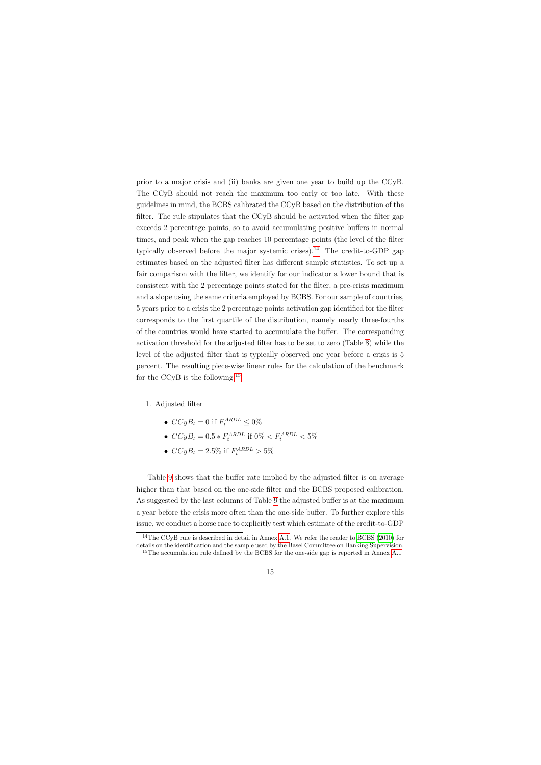prior to a major crisis and (ii) banks are given one year to build up the CCyB. The CCyB should not reach the maximum too early or too late. With these guidelines in mind, the BCBS calibrated the CCyB based on the distribution of the filter. The rule stipulates that the CCyB should be activated when the filter gap exceeds 2 percentage points, so to avoid accumulating positive buffers in normal times, and peak when the gap reaches 10 percentage points (the level of the filter typically observed before the major systemic crises).[14] The credit-to-GDP gap estimates based on the adjusted filter has different sample statistics. To set up a fair comparison with the filter, we identify for our indicator a lower bound that is consistent with the 2 percentage points stated for the filter, a pre-crisis maximum and a slope using the same criteria employed by BCBS. For our sample of countries, 5 years prior to a crisis the 2 percentage points activation gap identified for the filter corresponds to the first quartile of the distribution, namely nearly three-fourths of the countries would have started to accumulate the buffer. The corresponding activation threshold for the adjusted filter has to be set to zero (Table 8) while the level of the adjusted filter that is typically observed one year before a crisis is 5 percent. The resulting piece-wise linear rules for the calculation of the benchmark for the CCyB is the following:[15]

1. Adjusted filter
   - $CCyB_t = 0$ if $F_t^{ARDL} \leq 0\%$
   - $CCyB_t = 0.5 * F_t^{ARDL}$ if $0\% < F_t^{ARDL} < 5\%$
   - $CCyB_t = 2.5\%$ if $F_t^{ARDL} > 5\%$

Table 9 shows that the buffer rate implied by the adjusted filter is on average higher than that based on the one-side filter and the BCBS proposed calibration. As suggested by the last columns of Table 9 the adjusted buffer is at the maximum a year before the crisis more often than the one-side buffer. To further explore this issue, we conduct a horse race to explicitly test which estimate of the credit-to-GDP

[14] The CCyB rule is described in detail in Annex A.1. We refer the reader to BCBS (2010) for details on the identification and the sample used by the Basel Committee on Banking Supervision.

[15] The accumulation rule defined by the BCBS for the one-side gap is reported in Annex A.1.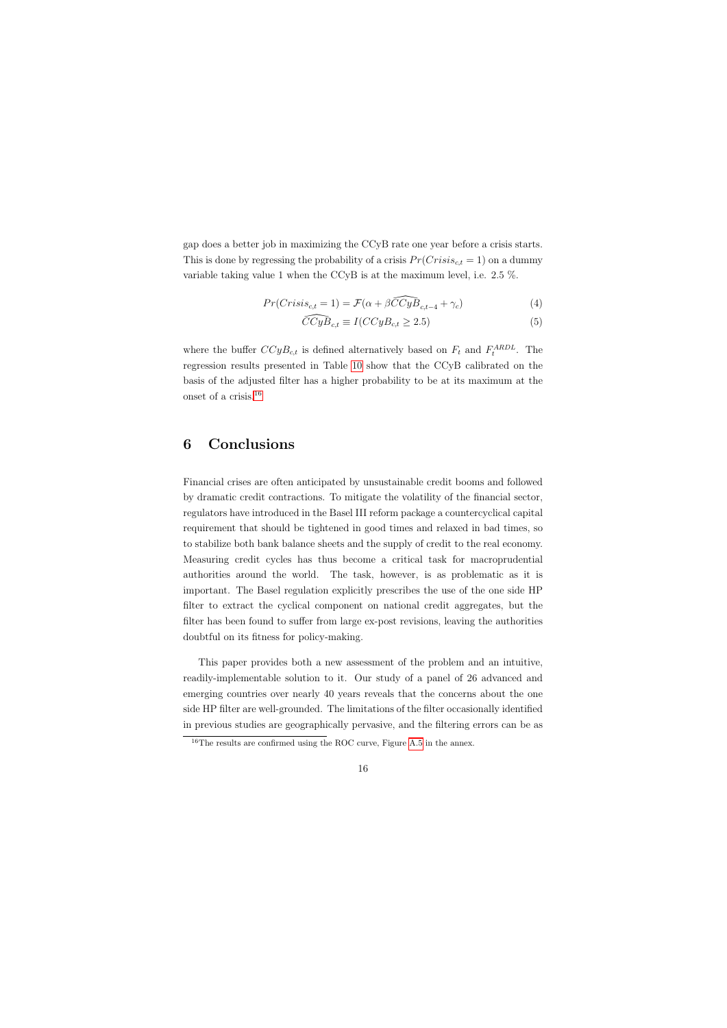gap does a better job in maximizing the CCyB rate one year before a crisis starts. This is done by regressing the probability of a crisis $Pr(Crisis_{c,t} = 1)$ on a dummy variable taking value 1 when the CCyB is at the maximum level, i.e. 2.5 %.

$$Pr(Crisis_{c,t} = 1) = \mathcal{F}(\alpha + \beta \widehat{CCyB}_{c,t-4} + \gamma_c) \tag{4}$$

$$\widehat{CCyB}_{c,t} \equiv I(CCyB_{c,t} \geq 2.5) \tag{5}$$

where the buffer $CCyB_{c,t}$ is defined alternatively based on $F_t$ and $F_t^{ARDL}$. The regression results presented in Table 10 show that the CCyB calibrated on the basis of the adjusted filter has a higher probability to be at its maximum at the onset of a crisis.[16]

## 6 Conclusions

Financial crises are often anticipated by unsustainable credit booms and followed by dramatic credit contractions. To mitigate the volatility of the financial sector, regulators have introduced in the Basel III reform package a countercyclical capital requirement that should be tightened in good times and relaxed in bad times, so to stabilize both bank balance sheets and the supply of credit to the real economy. Measuring credit cycles has thus become a critical task for macroprudential authorities around the world. The task, however, is as problematic as it is important. The Basel regulation explicitly prescribes the use of the one side HP filter to extract the cyclical component on national credit aggregates, but the filter has been found to suffer from large ex-post revisions, leaving the authorities doubtful on its fitness for policy-making.

This paper provides both a new assessment of the problem and an intuitive, readily-implementable solution to it. Our study of a panel of 26 advanced and emerging countries over nearly 40 years reveals that the concerns about the one side HP filter are well-grounded. The limitations of the filter occasionally identified in previous studies are geographically pervasive, and the filtering errors can be as

[16] The results are confirmed using the ROC curve, Figure A.5 in the annex.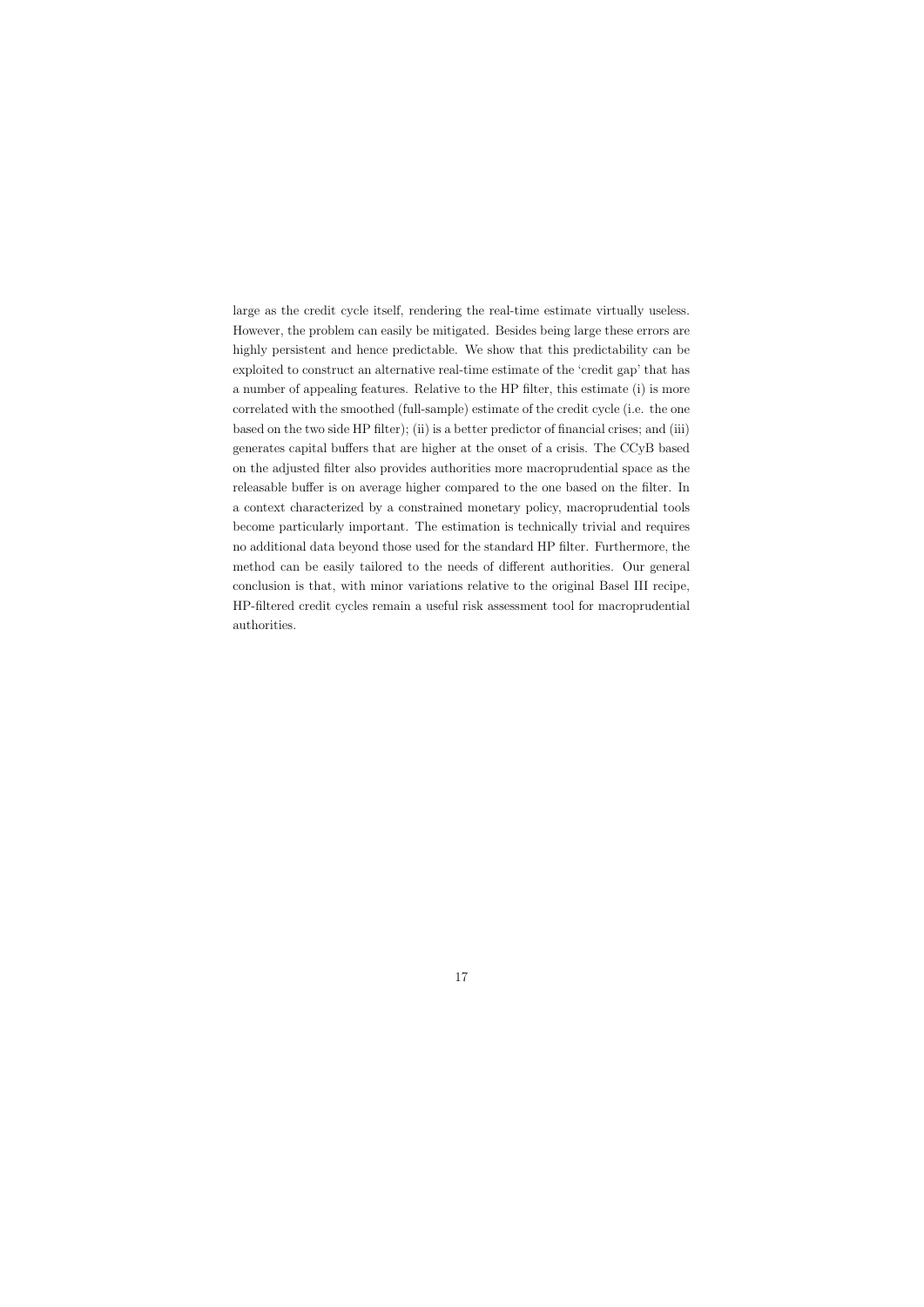large as the credit cycle itself, rendering the real-time estimate virtually useless. However, the problem can easily be mitigated. Besides being large these errors are highly persistent and hence predictable. We show that this predictability can be exploited to construct an alternative real-time estimate of the 'credit gap' that has a number of appealing features. Relative to the HP filter, this estimate (i) is more correlated with the smoothed (full-sample) estimate of the credit cycle (i.e. the one based on the two side HP filter); (ii) is a better predictor of financial crises; and (iii) generates capital buffers that are higher at the onset of a crisis. The CCyB based on the adjusted filter also provides authorities more macroprudential space as the releasable buffer is on average higher compared to the one based on the filter. In a context characterized by a constrained monetary policy, macroprudential tools become particularly important. The estimation is technically trivial and requires no additional data beyond those used for the standard HP filter. Furthermore, the method can be easily tailored to the needs of different authorities. Our general conclusion is that, with minor variations relative to the original Basel III recipe, HP-filtered credit cycles remain a useful risk assessment tool for macroprudential authorities.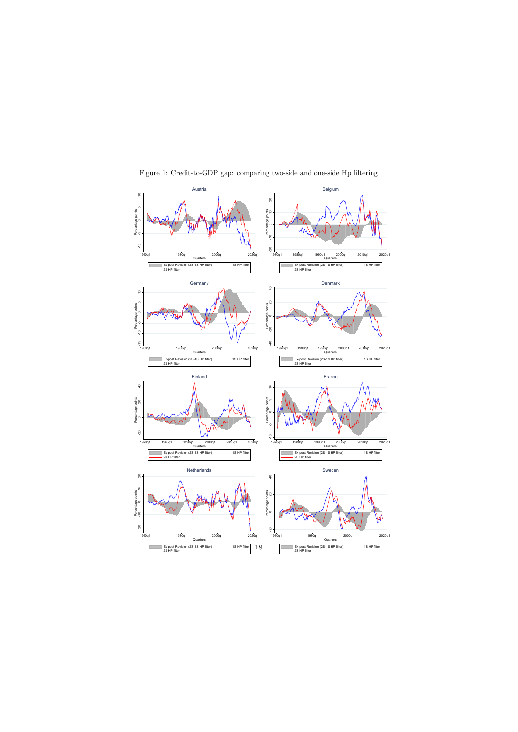Figure 1: Credit-to-GDP gap: comparing two-side and one-side Hp filtering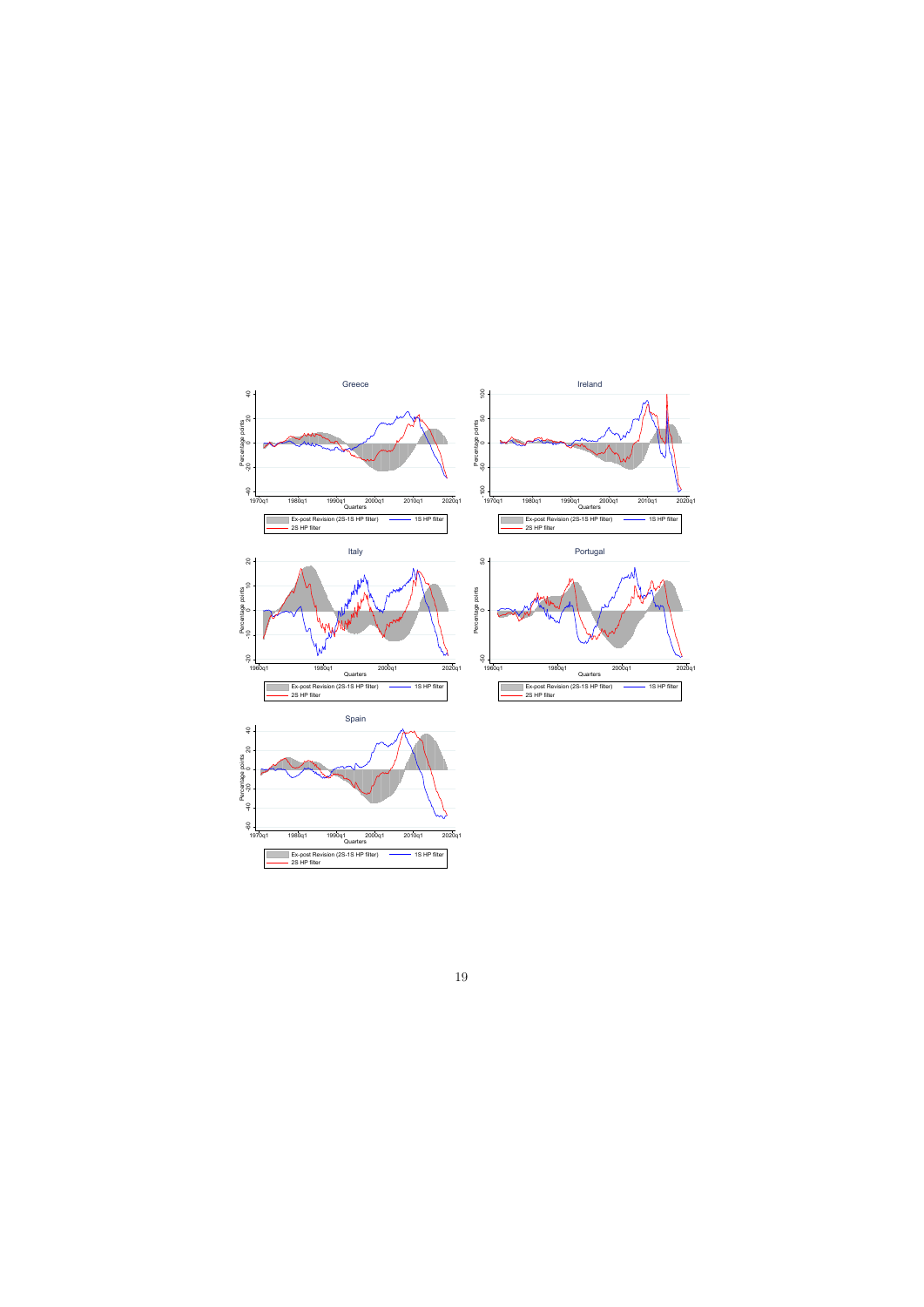Greece

Ireland

Italy

Portugal

Spain

Ex-post Revision (2S-1S HP filter) — 1S HP filter — 2S HP filter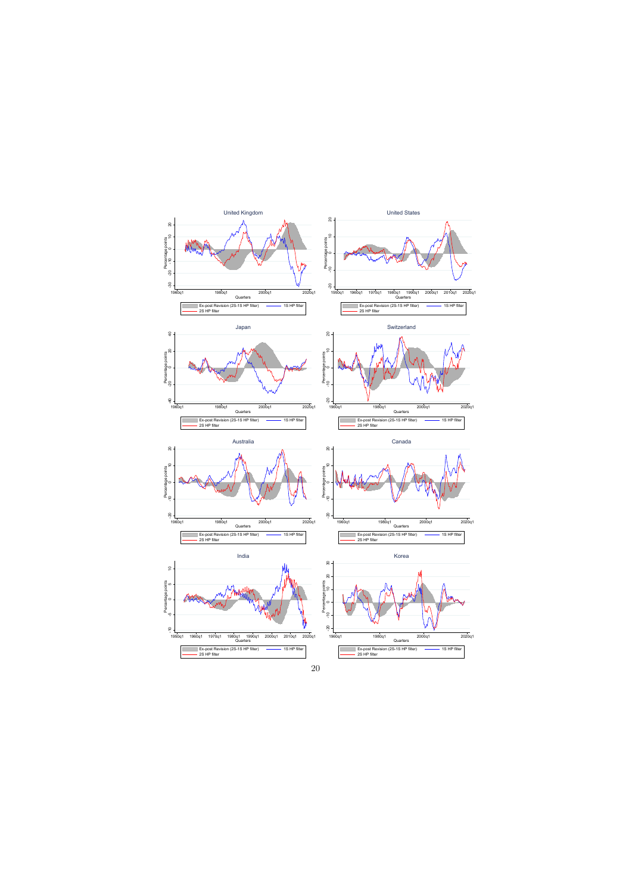United Kingdom

United States

Japan

Switzerland

Australia

Canada

India

Korea

Ex-post Revision (2S-1S HP filter) — 1S HP filter — 2S HP filter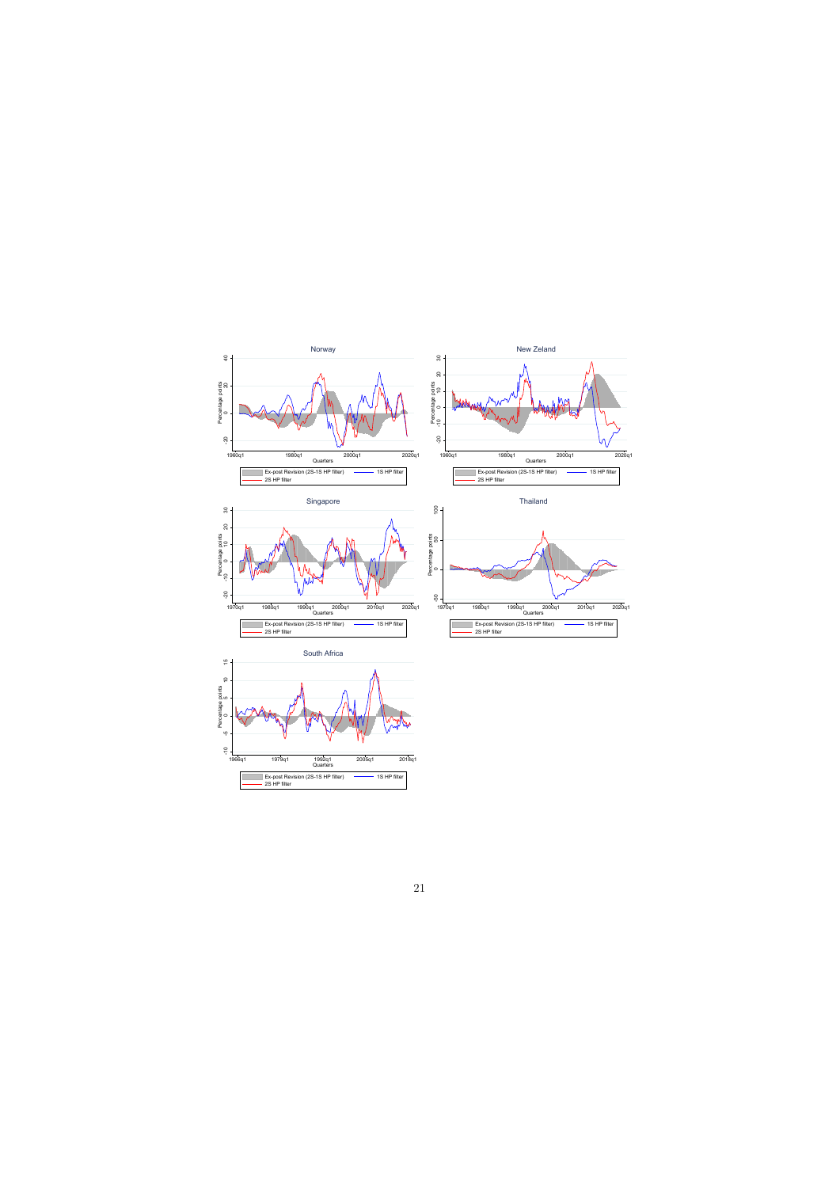Norway

New Zeland

Singapore

Thailand

South Africa

Ex-post Revision (2S-1S HP filter) — 1S HP filter — 2S HP filter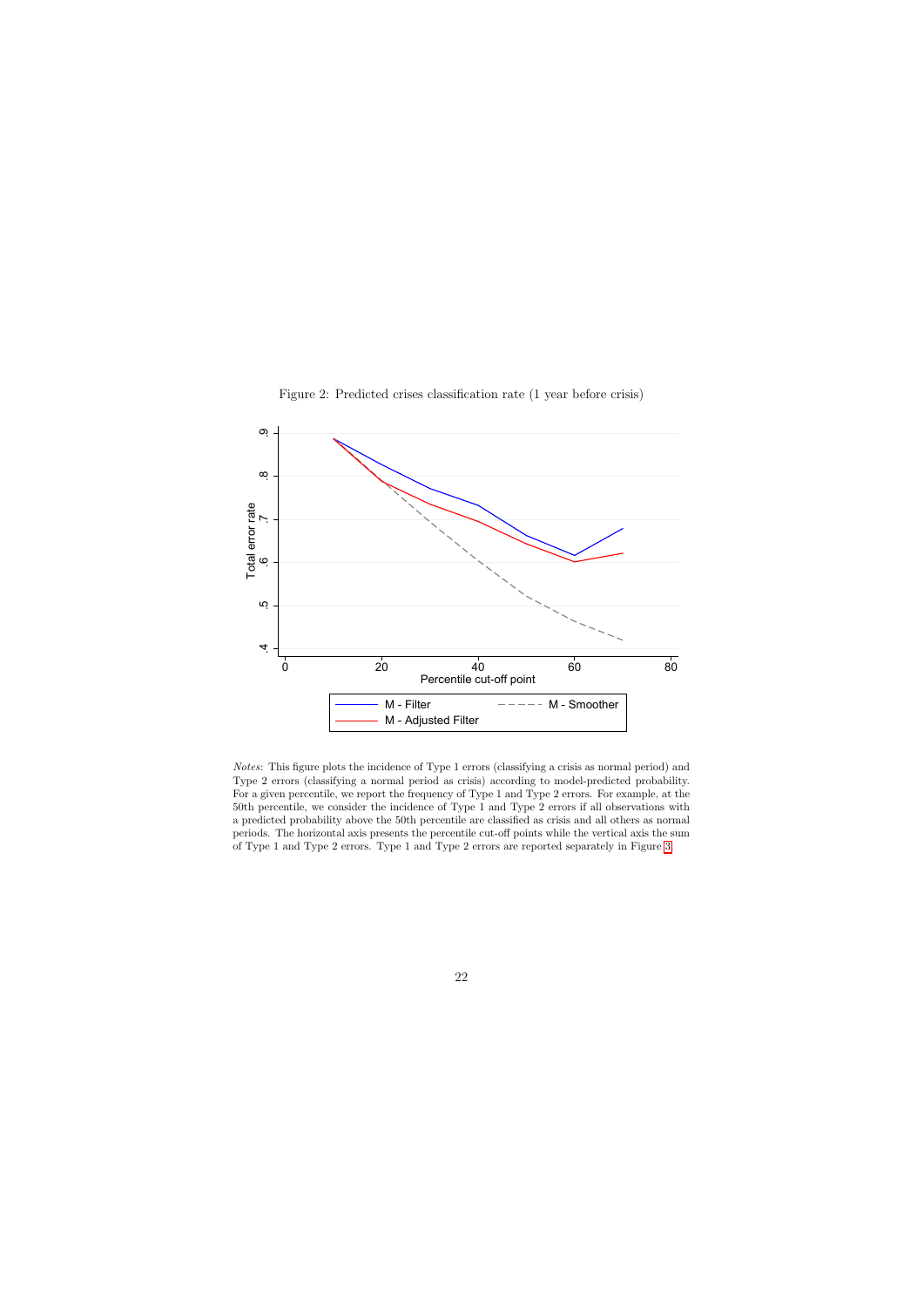Figure 2: Predicted crises classification rate (1 year before crisis)

*Notes*: This figure plots the incidence of Type 1 errors (classifying a crisis as normal period) and Type 2 errors (classifying a normal period as crisis) according to model-predicted probability. For a given percentile, we report the frequency of Type 1 and Type 2 errors. For example, at the 50th percentile, we consider the incidence of Type 1 and Type 2 errors if all observations with a predicted probability above the 50th percentile are classified as crisis and all others as normal periods. The horizontal axis presents the percentile cut-off points while the vertical axis the sum of Type 1 and Type 2 errors. Type 1 and Type 2 errors are reported separately in Figure 3.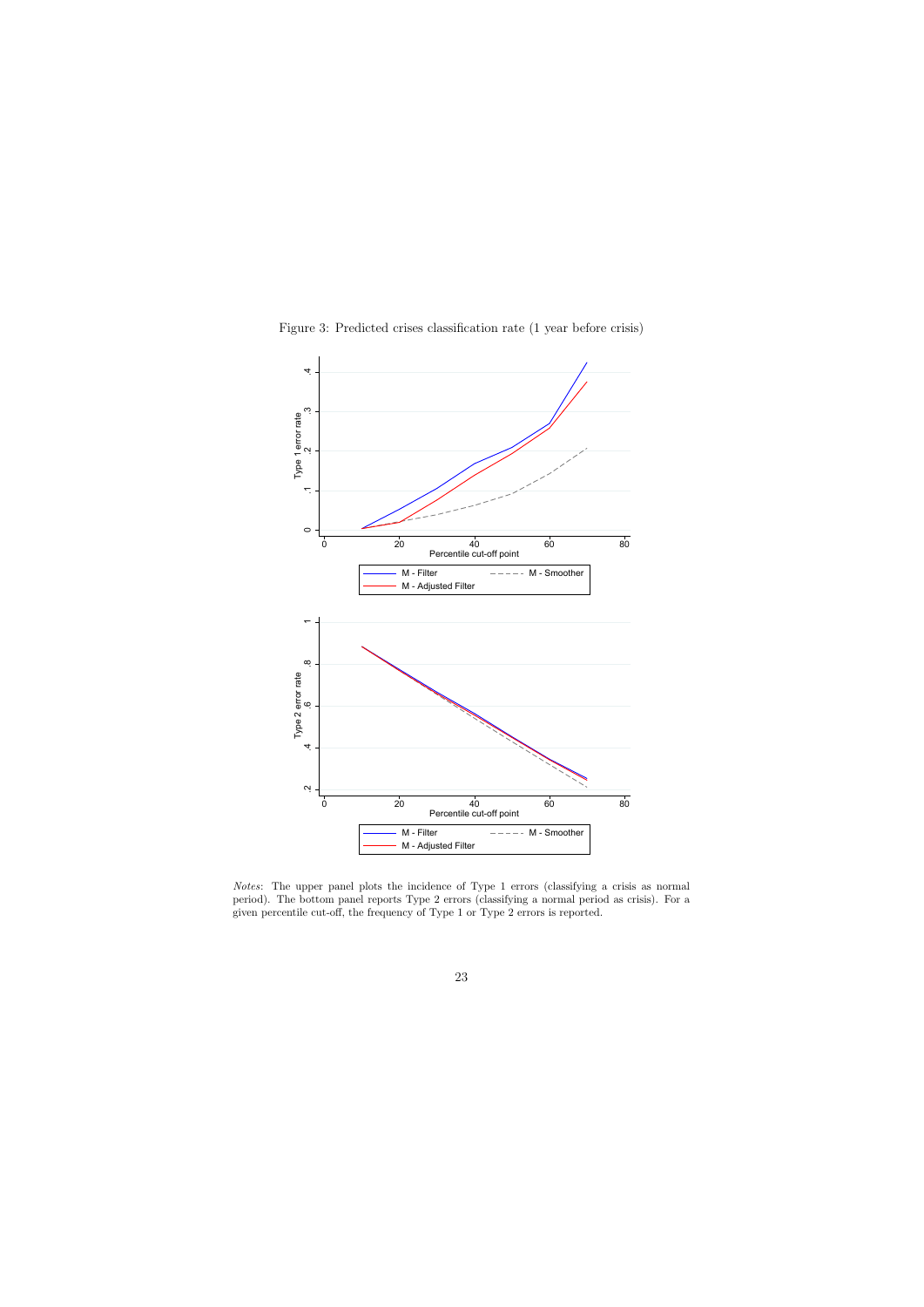Figure 3: Predicted crises classification rate (1 year before crisis)

*Notes*: The upper panel plots the incidence of Type 1 errors (classifying a crisis as normal period). The bottom panel reports Type 2 errors (classifying a normal period as crisis). For a given percentile cut-off, the frequency of Type 1 or Type 2 errors is reported.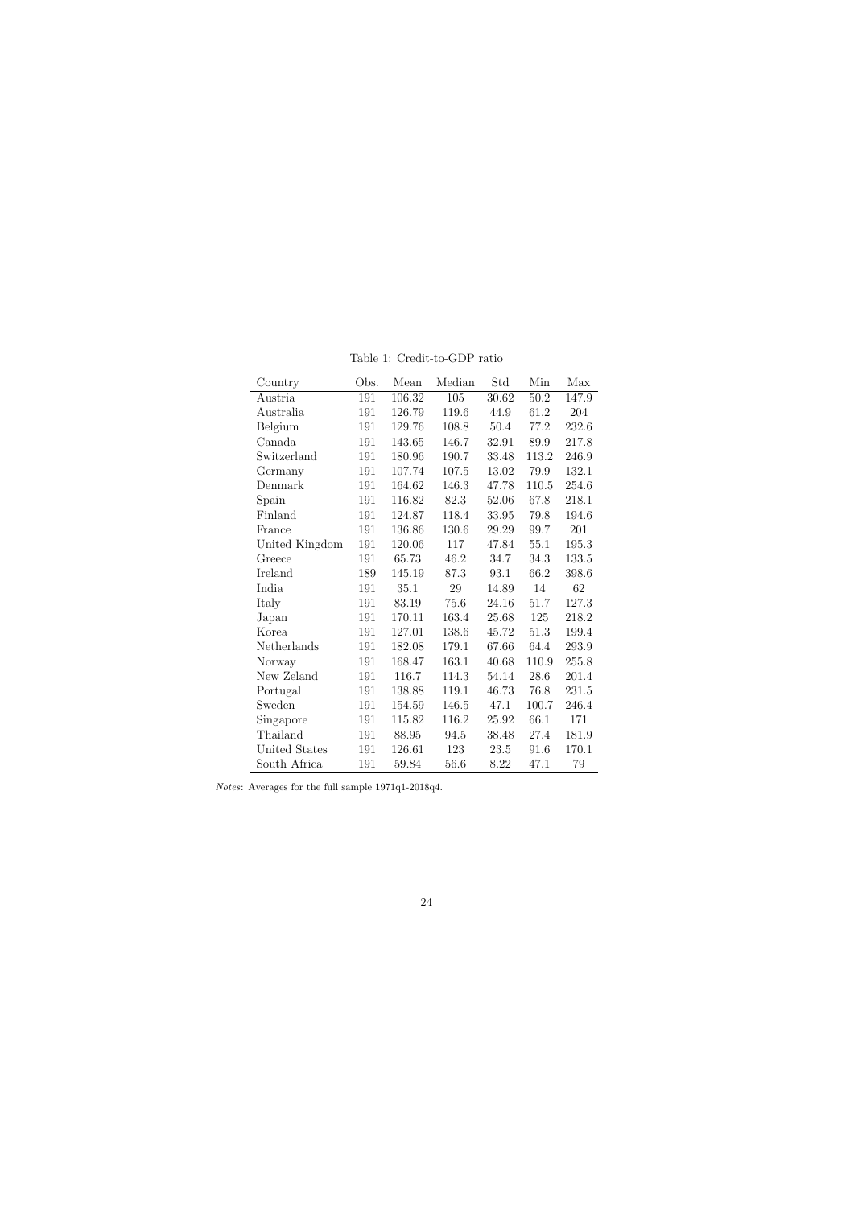Table 1: Credit-to-GDP ratio

| Country | Obs. | Mean | Median | Std | Min | Max |
|---|---|---|---|---|---|---|
| Austria | 191 | 106.32 | 105 | 30.62 | 50.2 | 147.9 |
| Australia | 191 | 126.79 | 119.6 | 44.9 | 61.2 | 204 |
| Belgium | 191 | 129.76 | 108.8 | 50.4 | 77.2 | 232.6 |
| Canada | 191 | 143.65 | 146.7 | 32.91 | 89.9 | 217.8 |
| Switzerland | 191 | 180.96 | 190.7 | 33.48 | 113.2 | 246.9 |
| Germany | 191 | 107.74 | 107.5 | 13.02 | 79.9 | 132.1 |
| Denmark | 191 | 164.62 | 146.3 | 47.78 | 110.5 | 254.6 |
| Spain | 191 | 116.82 | 82.3 | 52.06 | 67.8 | 218.1 |
| Finland | 191 | 124.87 | 118.4 | 33.95 | 79.8 | 194.6 |
| France | 191 | 136.86 | 130.6 | 29.29 | 99.7 | 201 |
| United Kingdom | 191 | 120.06 | 117 | 47.84 | 55.1 | 195.3 |
| Greece | 191 | 65.73 | 46.2 | 34.7 | 34.3 | 133.5 |
| Ireland | 189 | 145.19 | 87.3 | 93.1 | 66.2 | 398.6 |
| India | 191 | 35.1 | 29 | 14.89 | 14 | 62 |
| Italy | 191 | 83.19 | 75.6 | 24.16 | 51.7 | 127.3 |
| Japan | 191 | 170.11 | 163.4 | 25.68 | 125 | 218.2 |
| Korea | 191 | 127.01 | 138.6 | 45.72 | 51.3 | 199.4 |
| Netherlands | 191 | 182.08 | 179.1 | 67.66 | 64.4 | 293.9 |
| Norway | 191 | 168.47 | 163.1 | 40.68 | 110.9 | 255.8 |
| New Zeland | 191 | 116.7 | 114.3 | 54.14 | 28.6 | 201.4 |
| Portugal | 191 | 138.88 | 119.1 | 46.73 | 76.8 | 231.5 |
| Sweden | 191 | 154.59 | 146.5 | 47.1 | 100.7 | 246.4 |
| Singapore | 191 | 115.82 | 116.2 | 25.92 | 66.1 | 171 |
| Thailand | 191 | 88.95 | 94.5 | 38.48 | 27.4 | 181.9 |
| United States | 191 | 126.61 | 123 | 23.5 | 91.6 | 170.1 |
| South Africa | 191 | 59.84 | 56.6 | 8.22 | 47.1 | 79 |

*Notes*: Averages for the full sample 1971q1-2018q4.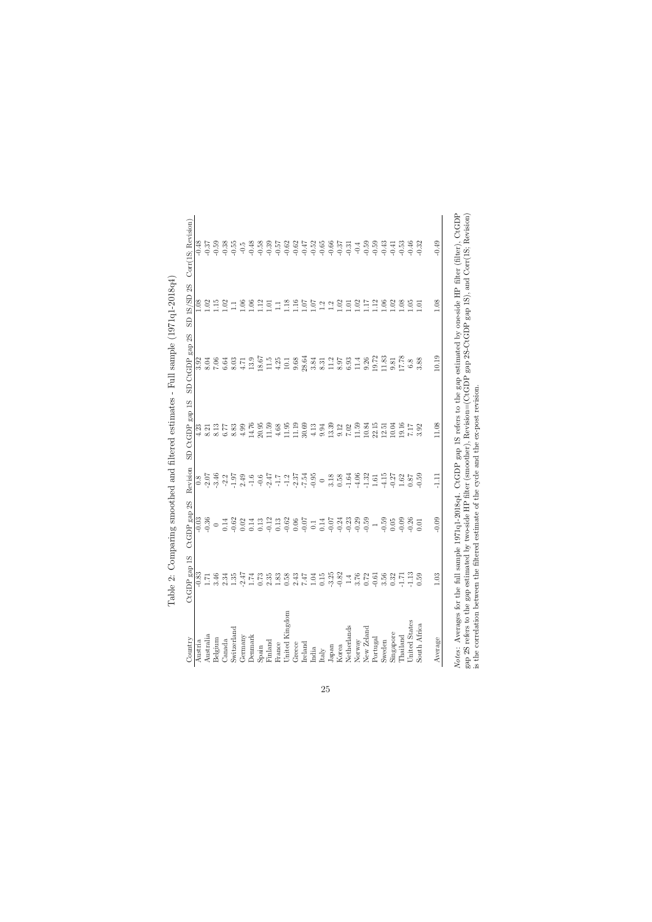Table 2: Comparing smoothed and filtered estimates - Full sample (1971q1-2018q4)

| Country | CtGDP gap 1S | CtGDP gap 2S | Revision | SD CtGDP gap 1S | SD CtGDP gap 2S | SD 1S/SD 2S | Corr(1S; Revision) |
|---|---|---|---|---|---|---|---|
| Austria | -0.83 | -0.03 | 0.8 | 4.23 | 3.92 | 1.08 | -0.48 |
| Australia | 1.71 | -0.36 | -2.07 | 8.21 | 8.04 | 1.02 | -0.37 |
| Belgium | 3.46 | 0 | -3.46 | 8.13 | 7.06 | 1.15 | -0.59 |
| Canada | 2.34 | 0.14 | -2.2 | 6.77 | 6.64 | 1.02 | -0.38 |
| Switzerland | 1.35 | -0.62 | -1.97 | 8.83 | 8.03 | 1.1 | -0.55 |
| Germany | -2.47 | 0.02 | 2.49 | 4.99 | 4.71 | 1.06 | -0.5 |
| Denmark | 1.74 | 0.14 | -1.6 | 14.76 | 13.9 | 1.06 | -0.48 |
| Spain | 0.73 | 0.13 | -0.6 | 20.95 | 18.67 | 1.12 | -0.58 |
| Finland | 2.35 | -0.12 | -2.47 | 11.59 | 11.5 | 1.01 | -0.39 |
| France | 1.83 | 0.13 | -1.7 | 4.68 | 4.25 | 1.1 | -0.57 |
| United Kingdom | 0.58 | -0.62 | -1.2 | 11.95 | 10.1 | 1.18 | -0.62 |
| Greece | 2.43 | 0.06 | -2.37 | 11.19 | 9.68 | 1.16 | -0.62 |
| Ireland | 7.47 | -0.07 | -7.54 | 30.69 | 28.64 | 1.07 | -0.47 |
| India | 1.04 | 0.1 | -0.95 | 4.13 | 3.84 | 1.07 | -0.52 |
| Italy | 0.15 | 0.14 | 0 | 9.94 | 8.31 | 1.2 | -0.65 |
| Japan | -3.25 | -0.07 | 3.18 | 13.39 | 11.2 | 1.2 | -0.66 |
| Korea | -0.82 | -0.24 | 0.58 | 9.12 | 8.97 | 1.02 | -0.37 |
| Netherlands | 1.4 | -0.23 | -1.64 | 7.02 | 6.93 | 1.01 | -0.31 |
| Norway | 3.76 | -0.29 | -4.06 | 11.59 | 11.4 | 1.02 | -0.4 |
| New Zeland | 0.72 | -0.59 | -1.32 | 10.84 | 9.26 | 1.17 | -0.59 |
| Portugal | -0.61 | 1 | 1.61 | 22.15 | 19.72 | 1.12 | -0.59 |
| Sweden | 3.56 | -0.59 | -4.15 | 12.51 | 11.83 | 1.06 | -0.43 |
| Singapore | 0.32 | 0.05 | -0.27 | 10.04 | 9.81 | 1.02 | -0.41 |
| Thailand | -1.71 | -0.09 | 1.62 | 19.16 | 17.78 | 1.08 | -0.53 |
| United States | -1.13 | -0.26 | 0.87 | 7.17 | 6.8 | 1.05 | -0.46 |
| South Africa | 0.59 | 0.01 | -0.59 | 3.92 | 3.88 | 1.01 | -0.32 |
| Average | 1.03 | -0.09 | -1.11 | 11.08 | 10.19 | 1.08 | -0.49 |

*Notes*: Averages for the full sample 1971q1-2018q4. CtGDP gap 1S refers to the gap estimated by one-side HP filter (filter), CtGDP gap 2S refers to the gap estimated by two-side HP filter (smoother), Revision=(CtGDP gap 2S-CtGDP gap 1S), and Corr(1S; Revision) is the correlation between the filtered estimate of the cycle and the ex-post revision.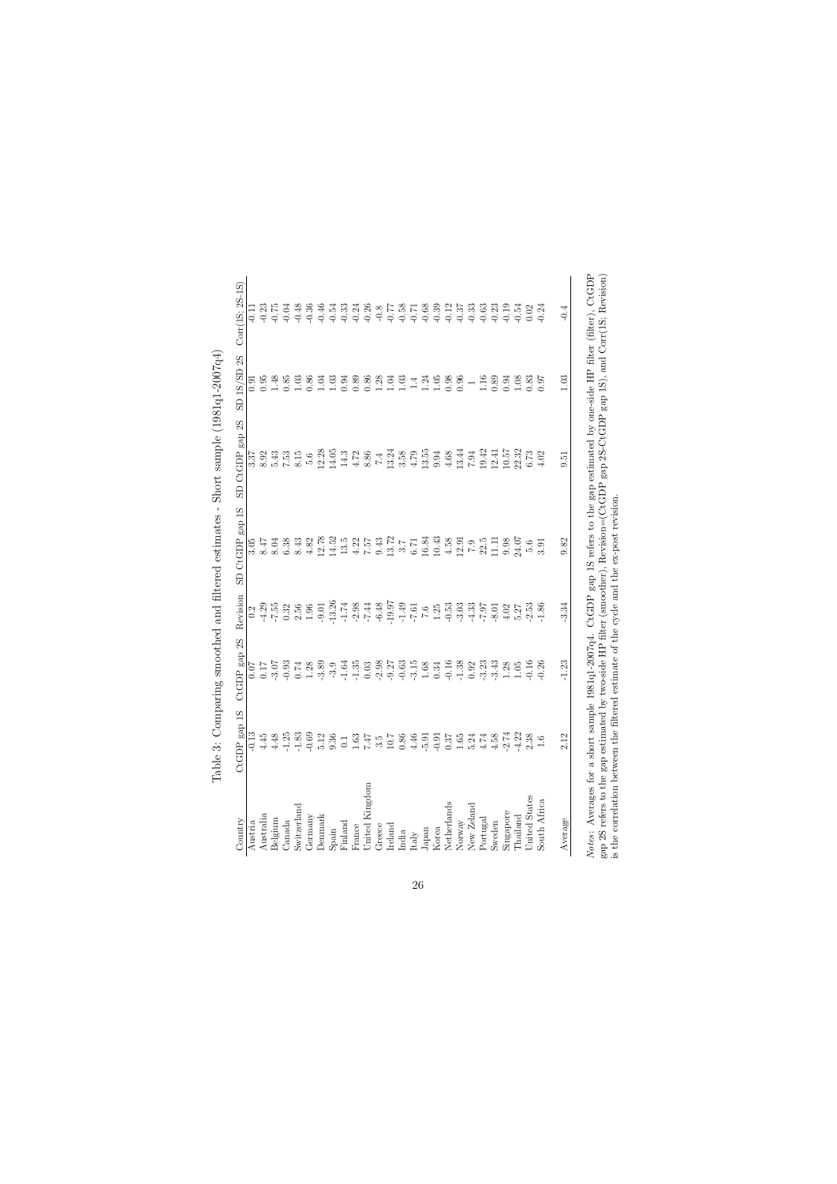Table 3: Comparing smoothed and filtered estimates - Short sample (1981q1-2007q4)

| Country | CtGDP gap 1S | CtGDP gap 2S | Revision | SD CtGDP gap 1S | SD CtGDP gap 2S | SD 1S/SD 2S | Corr(1S; 2S-1S) |
|---|---|---|---|---|---|---|---|
| Austria | -0.13 | 0.07 | 0.2 | 3.05 | 3.37 | 0.91 | -0.11 |
| Australia | 4.45 | 0.17 | -4.29 | 8.47 | 8.92 | 0.95 | -0.23 |
| Belgium | 4.48 | -3.07 | -7.55 | 8.04 | 5.43 | 1.48 | -0.75 |
| Canada | -1.25 | -0.93 | 0.32 | 6.38 | 7.53 | 0.85 | -0.04 |
| Switzerland | -1.83 | 0.74 | 2.56 | 8.43 | 8.15 | 1.03 | -0.48 |
| Germany | -0.69 | 1.28 | 1.96 | 4.82 | 5.6 | 0.86 | -0.36 |
| Denmark | 5.12 | -3.89 | -9.01 | 12.78 | 12.28 | 1.04 | -0.46 |
| Spain | 9.36 | -3.9 | -13.26 | 14.52 | 14.05 | 1.03 | -0.54 |
| Finland | 0.1 | -1.64 | -1.74 | 13.5 | 14.3 | 0.94 | -0.33 |
| France | 1.63 | -1.35 | -2.98 | 4.22 | 4.72 | 0.89 | -0.24 |
| United Kingdom | 7.47 | 0.03 | -7.44 | 7.57 | 8.86 | 0.86 | -0.26 |
| Greece | 3.5 | -2.98 | -6.48 | 9.43 | 7.4 | 1.28 | -0.8 |
| Ireland | 10.7 | -9.27 | -19.97 | 13.72 | 13.24 | 1.04 | -0.77 |
| India | 0.86 | -0.63 | -1.49 | 3.7 | 3.58 | 1.03 | -0.58 |
| Italy | 4.46 | -3.15 | -7.61 | 6.71 | 4.79 | 1.4 | -0.71 |
| Japan | -5.91 | 1.68 | 7.6 | 16.84 | 13.55 | 1.24 | -0.68 |
| Korea | -0.91 | 0.34 | 1.25 | 10.43 | 9.94 | 1.05 | -0.39 |
| Netherlands | 0.37 | -0.16 | -0.53 | 4.58 | 4.68 | 0.98 | -0.12 |
| Norway | 1.65 | -1.38 | -3.03 | 12.91 | 13.44 | 0.96 | -0.37 |
| New Zeland | 5.24 | 0.92 | -4.33 | 7.9 | 7.94 | 1 | -0.33 |
| Portugal | 4.74 | -3.23 | -7.97 | 22.5 | 19.42 | 1.16 | -0.63 |
| Sweden | 4.58 | -3.43 | -8.01 | 11.11 | 12.41 | 0.89 | -0.23 |
| Singapore | -2.74 | 1.28 | 4.02 | 9.98 | 10.57 | 0.94 | -0.19 |
| Thailand | -4.22 | 1.05 | 5.27 | 24.07 | 22.32 | 1.08 | -0.54 |
| United States | 2.38 | -0.16 | -2.53 | 5.6 | 6.73 | 0.83 | 0.02 |
| South Africa | 1.6 | -0.26 | -1.86 | 3.91 | 4.02 | 0.97 | -0.24 |
| Average | 2.12 | -1.23 | -3.34 | 9.82 | 9.51 | 1.03 | -0.4 |

*Notes*: Averages for a short sample 1981q1-2007q4. CtGDP gap 1S refers to the gap estimated by one-side HP filter (filter), CtGDP gap 2S refers to the gap estimated by two-side HP filter (smoother), Revision=(CtGDP gap 2S-CtGDP gap 1S), and Corr(1S; Revision) is the correlation between the filtered estimate of the cycle and the ex-post revision.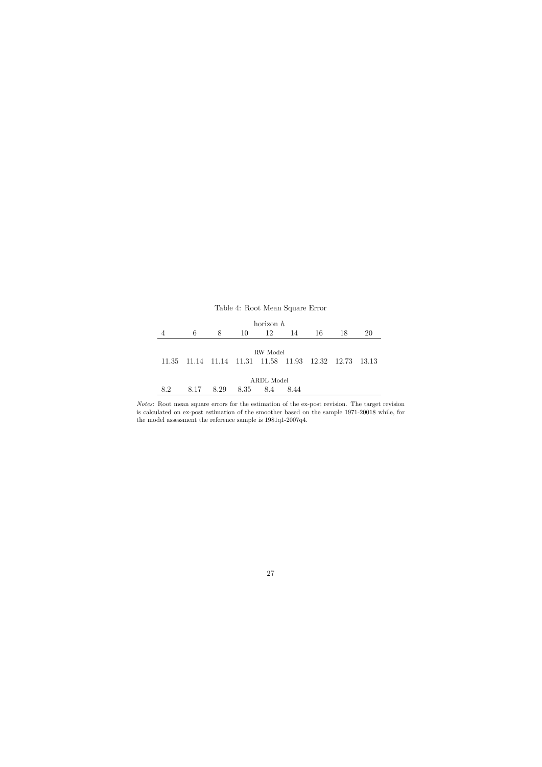Table 4: Root Mean Square Error

| horizon $h$ | | | | | | | | |
|---|---|---|---|---|---|---|---|---|
| 4 | 6 | 8 | 10 | 12 | 14 | 16 | 18 | 20 |
| | | | | RW Model | | | | |
| 11.35 | 11.14 | 11.14 | 11.31 | 11.58 | 11.93 | 12.32 | 12.73 | 13.13 |
| | | | | ARDL Model | | | | |
| 8.2 | 8.17 | 8.29 | 8.35 | 8.4 | 8.44 | | | |

*Notes*: Root mean square errors for the estimation of the ex-post revision. The target revision is calculated on ex-post estimation of the smoother based on the sample 1971-20018 while, for the model assessment the reference sample is 1981q1-2007q4.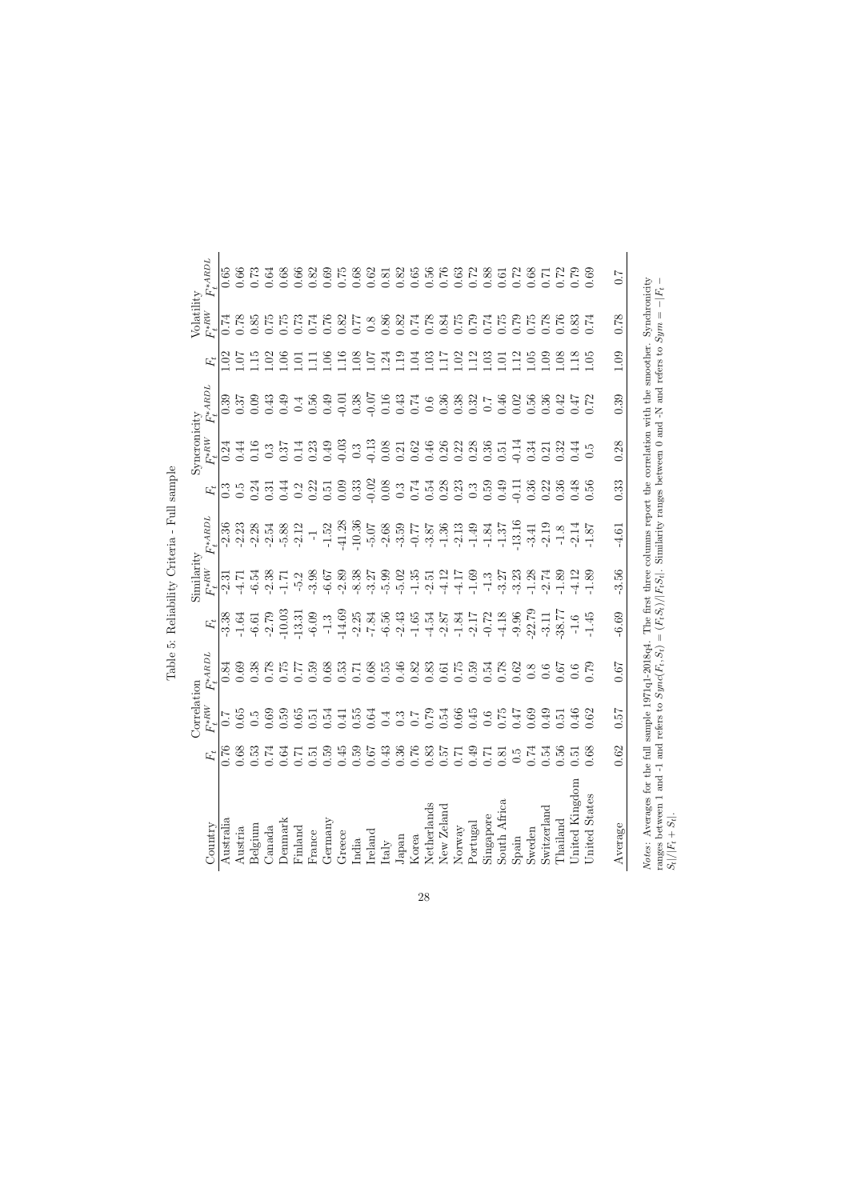Table 5: Reliability Criteria - Full sample

| Country | Correlation | | | Similarity | | | Syncronicity | | | Volatility | | |
|---|---|---|---|---|---|---|---|---|---|---|---|---|
| | $F_t$ | $F_t^{*RW}$ | $F_t^{*ARDL}$ | $F_t$ | $F_t^{*RW}$ | $F_t^{*ARDL}$ | $F_t$ | $F_t^{*RW}$ | $F_t^{*ARDL}$ | $F_t$ | $F_t^{*RW}$ | $F_t^{*ARDL}$ |
| Australia | 0.76 | 0.7 | 0.84 | -3.38 | -2.31 | -2.36 | 0.3 | 0.24 | 0.39 | 1.02 | 0.74 | 0.65 |
| Austria | 0.68 | 0.65 | 0.69 | -1.64 | -4.71 | -2.23 | 0.5 | 0.44 | 0.37 | 1.07 | 0.78 | 0.66 |
| Belgium | 0.53 | 0.5 | 0.38 | -6.61 | -6.54 | -2.28 | 0.24 | 0.16 | 0.09 | 1.15 | 0.85 | 0.73 |
| Canada | 0.74 | 0.69 | 0.78 | -2.79 | -2.38 | -2.54 | 0.31 | 0.3 | 0.43 | 1.02 | 0.75 | 0.64 |
| Denmark | 0.64 | 0.59 | 0.75 | -10.03 | -1.71 | -5.88 | 0.44 | 0.37 | 0.49 | 1.06 | 0.75 | 0.68 |
| Finland | 0.71 | 0.65 | 0.77 | -13.31 | -5.2 | -2.12 | 0.2 | 0.14 | 0.4 | 1.01 | 0.73 | 0.66 |
| France | 0.51 | 0.51 | 0.59 | -6.09 | -3.98 | -1 | 0.22 | 0.23 | 0.56 | 1.11 | 0.74 | 0.82 |
| Germany | 0.59 | 0.54 | 0.68 | -1.3 | -6.67 | -1.52 | 0.51 | 0.49 | 0.49 | 1.06 | 0.76 | 0.69 |
| Greece | 0.45 | 0.41 | 0.53 | -14.69 | -2.89 | -41.28 | 0.09 | -0.03 | -0.01 | 1.16 | 0.82 | 0.75 |
| India | 0.59 | 0.55 | 0.71 | -2.25 | -8.38 | -10.36 | 0.33 | 0.3 | 0.38 | 1.08 | 0.77 | 0.68 |
| Ireland | 0.67 | 0.64 | 0.68 | -7.84 | -3.27 | -5.07 | -0.02 | -0.13 | -0.07 | 1.07 | 0.8 | 0.62 |
| Italy | 0.43 | 0.4 | 0.55 | -6.56 | -5.99 | -2.68 | 0.08 | 0.08 | 0.16 | 1.24 | 0.86 | 0.81 |
| Japan | 0.36 | 0.3 | 0.46 | -2.43 | -5.02 | -3.59 | 0.3 | 0.21 | 0.43 | 1.19 | 0.82 | 0.82 |
| Korea | 0.76 | 0.7 | 0.82 | -1.65 | -1.35 | -0.77 | 0.74 | 0.62 | 0.74 | 1.04 | 0.74 | 0.65 |
| Netherlands | 0.83 | 0.79 | 0.83 | -4.54 | -2.51 | -3.87 | 0.54 | 0.46 | 0.6 | 1.03 | 0.78 | 0.56 |
| New Zeland | 0.57 | 0.54 | 0.61 | -2.87 | -4.12 | -1.36 | 0.28 | 0.26 | 0.36 | 1.17 | 0.84 | 0.76 |
| Norway | 0.71 | 0.66 | 0.75 | -1.84 | -4.17 | -2.13 | 0.23 | 0.22 | 0.38 | 1.02 | 0.75 | 0.63 |
| Portugal | 0.49 | 0.45 | 0.59 | -2.17 | -1.69 | -1.49 | 0.3 | 0.28 | 0.32 | 1.12 | 0.79 | 0.72 |
| Singapore | 0.71 | 0.6 | 0.54 | -0.72 | -1.3 | -1.84 | 0.59 | 0.36 | 0.7 | 1.03 | 0.74 | 0.88 |
| South Africa | 0.81 | 0.75 | 0.78 | -4.18 | -3.27 | -1.37 | 0.49 | 0.51 | 0.46 | 1.01 | 0.75 | 0.61 |
| Spain | 0.5 | 0.47 | 0.62 | -9.96 | -3.23 | -13.16 | -0.11 | -0.14 | 0.02 | 1.12 | 0.79 | 0.72 |
| Sweden | 0.74 | 0.69 | 0.8 | -22.79 | -1.28 | -3.41 | 0.36 | 0.34 | 0.56 | 1.05 | 0.75 | 0.68 |
| Switzerland | 0.54 | 0.49 | 0.6 | -3.11 | -2.74 | -2.19 | 0.22 | 0.21 | 0.36 | 1.09 | 0.78 | 0.71 |
| Thailand | 0.56 | 0.51 | 0.67 | -38.77 | -1.89 | -1.8 | 0.36 | 0.32 | 0.42 | 1.08 | 0.76 | 0.72 |
| United Kingdom | 0.51 | 0.46 | 0.6 | -1.6 | -4.12 | -2.14 | 0.48 | 0.44 | 0.47 | 1.18 | 0.83 | 0.79 |
| United States | 0.68 | 0.62 | 0.79 | -1.45 | -1.89 | -1.87 | 0.56 | 0.5 | 0.72 | 1.05 | 0.74 | 0.69 |
| Average | 0.62 | 0.57 | 0.67 | -6.69 | -3.56 | -4.61 | 0.33 | 0.28 | 0.39 | 1.09 | 0.78 | 0.7 |

*Notes*: Averages for the full sample 1971q1-2018q4. The first three columns report the correlation with the smoother. Synchronicity ranges between 1 and -1 and refers to $Sync(F_t, S_t) = (F_t S_t)/|F_t S_t|$. Similarity ranges between 0 and -N and refers to $Sym = -|F_t - S_t|/|F_t + S_t|$.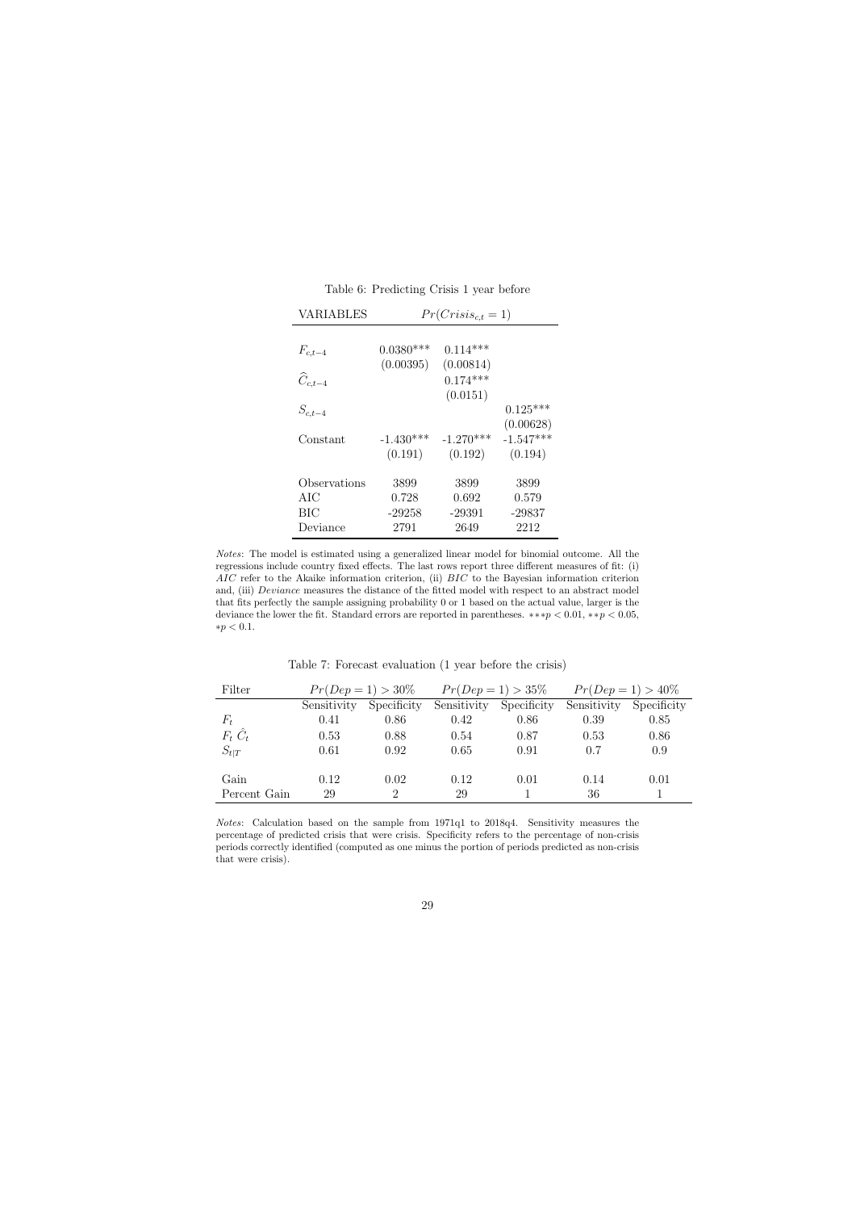Table 6: Predicting Crisis 1 year before

| VARIABLES | $Pr(Crisis_{c,t} = 1)$ | | |
|---|---|---|---|
| $F_{c,t-4}$ | 0.0380*** | 0.114*** | |
| | (0.00395) | (0.00814) | |
| $\widehat{C}_{c,t-4}$ | | 0.174*** | |
| | | (0.0151) | |
| $S_{c,t-4}$ | | | 0.125*** |
| | | | (0.00628) |
| Constant | -1.430*** | -1.270*** | -1.547*** |
| | (0.191) | (0.192) | (0.194) |
| Observations | 3899 | 3899 | 3899 |
| AIC | 0.728 | 0.692 | 0.579 |
| BIC | -29258 | -29391 | -29837 |
| Deviance | 2791 | 2649 | 2212 |

*Notes*: The model is estimated using a generalized linear model for binomial outcome. All the regressions include country fixed effects. The last rows report three different measures of fit: (i) *AIC* refer to the Akaike information criterion, (ii) *BIC* to the Bayesian information criterion and, (iii) *Deviance* measures the distance of the fitted model with respect to an abstract model that fits perfectly the sample assigning probability 0 or 1 based on the actual value, larger is the deviance the lower the fit. Standard errors are reported in parentheses. $***p < 0.01$, $**p < 0.05$, $*p < 0.1$.

Table 7: Forecast evaluation (1 year before the crisis)

| Filter | $Pr(Dep = 1) > 30\%$ | | $Pr(Dep = 1) > 35\%$ | | $Pr(Dep = 1) > 40\%$ | |
|---|---|---|---|---|---|---|
| | Sensitivity | Specificity | Sensitivity | Specificity | Sensitivity | Specificity |
| $F_t$ | 0.41 | 0.86 | 0.42 | 0.86 | 0.39 | 0.85 |
| $F_t \ \hat{C}_t$ | 0.53 | 0.88 | 0.54 | 0.87 | 0.53 | 0.86 |
| $S_{t\|T}$ | 0.61 | 0.92 | 0.65 | 0.91 | 0.7 | 0.9 |
| Gain | 0.12 | 0.02 | 0.12 | 0.01 | 0.14 | 0.01 |
| Percent Gain | 29 | 2 | 29 | 1 | 36 | 1 |

*Notes*: Calculation based on the sample from 1971q1 to 2018q4. Sensitivity measures the percentage of predicted crisis that were crisis. Specificity refers to the percentage of non-crisis periods correctly identified (computed as one minus the portion of periods predicted as non-crisis that were crisis).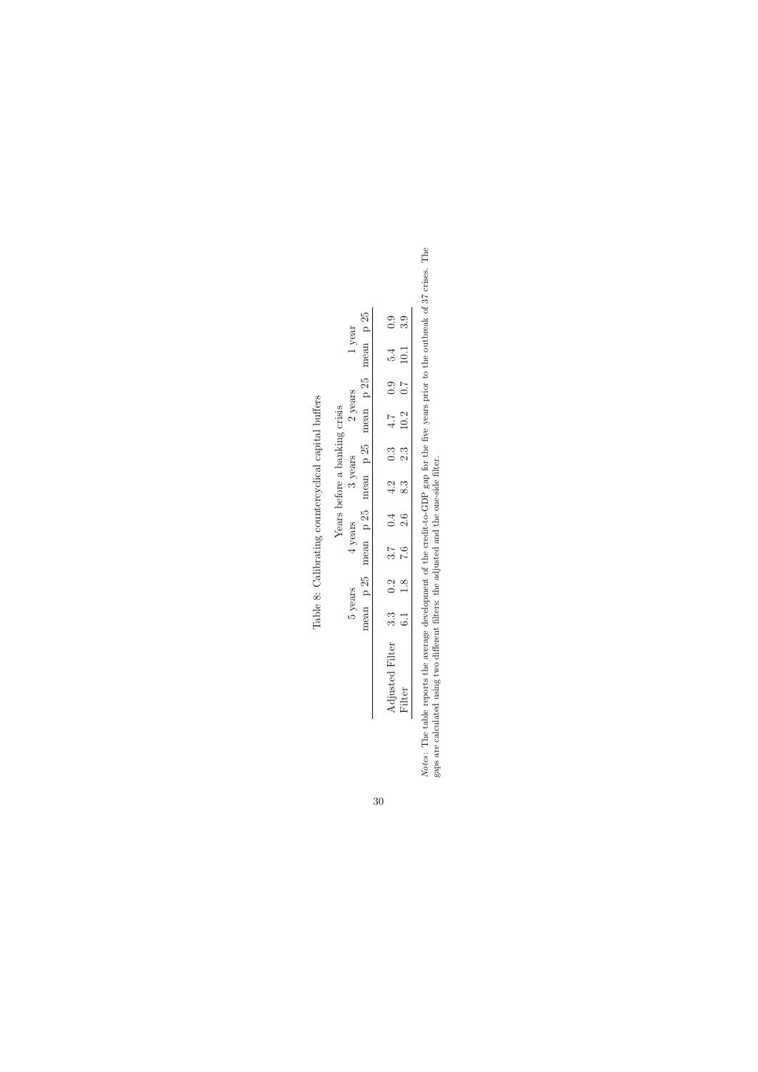Table 8: Calibrating countercyclical capital buffers

| | Years before a banking crisis | | | | | | | | | |
|---|---|---|---|---|---|---|---|---|---|---|
| | 5 years | | 4 years | | 3 years | | 2 years | | 1 year | |
| | mean | p 25 | mean | p 25 | mean | p 25 | mean | p 25 | mean | p 25 |
| Adjusted Filter | 3.3 | 0.2 | 3.7 | 0.4 | 4.2 | 0.3 | 4.7 | 0.9 | 5.4 | 0.9 |
| Filter | 6.1 | 1.8 | 7.6 | 2.6 | 8.3 | 2.3 | 10.2 | 0.7 | 10.1 | 3.9 |

*Notes*: The table reports the average development of the credit-to-GDP gap for the five years prior to the outbreak of 37 crises. The gaps are calculated using two different filters: the adjusted and the one-side filter.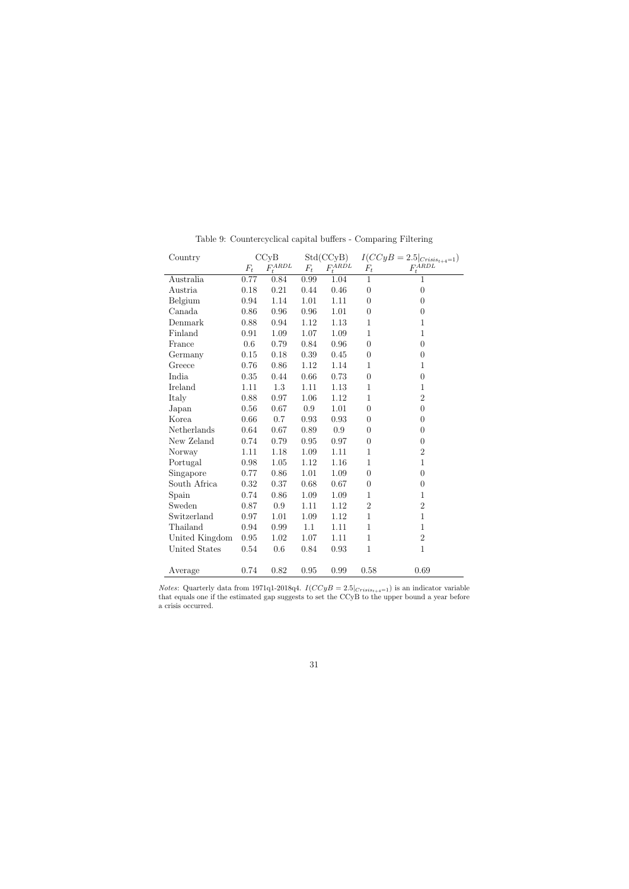Table 9: Countercyclical capital buffers - Comparing Filtering

| Country | CCyB | | Std(CCyB) | | $I(CCyB = 2.5\|_{Crisis_{t+4}=1})$ | |
|---|---|---|---|---|---|---|
| | $F_t$ | $F_t^{ARDL}$ | $F_t$ | $F_t^{ARDL}$ | $F_t$ | $F_t^{ARDL}$ |
| Australia | 0.77 | 0.84 | 0.99 | 1.04 | 1 | 1 |
| Austria | 0.18 | 0.21 | 0.44 | 0.46 | 0 | 0 |
| Belgium | 0.94 | 1.14 | 1.01 | 1.11 | 0 | 0 |
| Canada | 0.86 | 0.96 | 0.96 | 1.01 | 0 | 0 |
| Denmark | 0.88 | 0.94 | 1.12 | 1.13 | 1 | 1 |
| Finland | 0.91 | 1.09 | 1.07 | 1.09 | 1 | 1 |
| France | 0.6 | 0.79 | 0.84 | 0.96 | 0 | 0 |
| Germany | 0.15 | 0.18 | 0.39 | 0.45 | 0 | 0 |
| Greece | 0.76 | 0.86 | 1.12 | 1.14 | 1 | 1 |
| India | 0.35 | 0.44 | 0.66 | 0.73 | 0 | 0 |
| Ireland | 1.11 | 1.3 | 1.11 | 1.13 | 1 | 1 |
| Italy | 0.88 | 0.97 | 1.06 | 1.12 | 1 | 2 |
| Japan | 0.56 | 0.67 | 0.9 | 1.01 | 0 | 0 |
| Korea | 0.66 | 0.7 | 0.93 | 0.93 | 0 | 0 |
| Netherlands | 0.64 | 0.67 | 0.89 | 0.9 | 0 | 0 |
| New Zeland | 0.74 | 0.79 | 0.95 | 0.97 | 0 | 0 |
| Norway | 1.11 | 1.18 | 1.09 | 1.11 | 1 | 2 |
| Portugal | 0.98 | 1.05 | 1.12 | 1.16 | 1 | 1 |
| Singapore | 0.77 | 0.86 | 1.01 | 1.09 | 0 | 0 |
| South Africa | 0.32 | 0.37 | 0.68 | 0.67 | 0 | 0 |
| Spain | 0.74 | 0.86 | 1.09 | 1.09 | 1 | 1 |
| Sweden | 0.87 | 0.9 | 1.11 | 1.12 | 2 | 2 |
| Switzerland | 0.97 | 1.01 | 1.09 | 1.12 | 1 | 1 |
| Thailand | 0.94 | 0.99 | 1.1 | 1.11 | 1 | 1 |
| United Kingdom | 0.95 | 1.02 | 1.07 | 1.11 | 1 | 2 |
| United States | 0.54 | 0.6 | 0.84 | 0.93 | 1 | 1 |
| Average | 0.74 | 0.82 | 0.95 | 0.99 | 0.58 | 0.69 |

*Notes*: Quarterly data from 1971q1-2018q4. $I(CCyB = 2.5|_{Crisis_{t+4}=1})$ is an indicator variable that equals one if the estimated gap suggests to set the CCyB to the upper bound a year before a crisis occurred.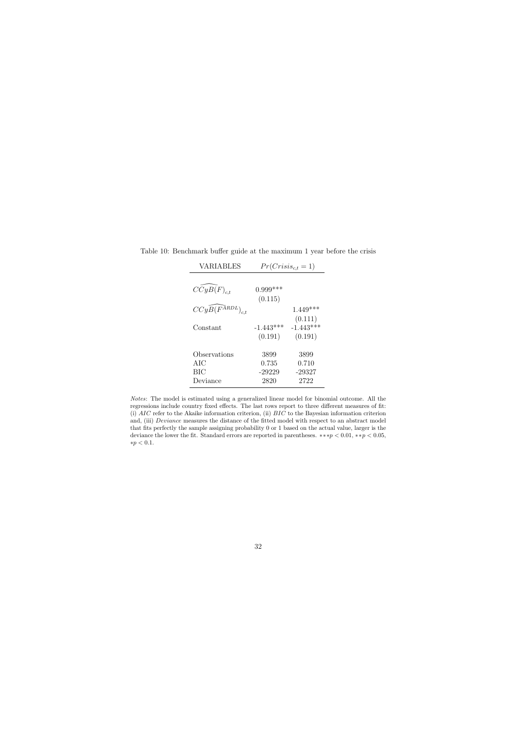Table 10: Benchmark buffer guide at the maximum 1 year before the crisis

| VARIABLES | $Pr(Crisis_{c,t} = 1)$ | |
|---|---|---|
| $\widehat{CCyB(F)}_{c,t}$ | 0.999*** | |
| | (0.115) | |
| $\widehat{CCyB(F^{ARDL})}_{c,t}$ | | 1.449*** |
| | | (0.111) |
| Constant | -1.443*** | -1.443*** |
| | (0.191) | (0.191) |
| Observations | 3899 | 3899 |
| AIC | 0.735 | 0.710 |
| BIC | -29229 | -29327 |
| Deviance | 2820 | 2722 |

*Notes*: The model is estimated using a generalized linear model for binomial outcome. All the regressions include country fixed effects. The last rows report to three different measures of fit: (i) *AIC* refer to the Akaike information criterion, (ii) *BIC* to the Bayesian information criterion and, (iii) *Deviance* measures the distance of the fitted model with respect to an abstract model that fits perfectly the sample assigning probability 0 or 1 based on the actual value, larger is the deviance the lower the fit. Standard errors are reported in parentheses. $***p < 0.01$, $**p < 0.05$, $*p < 0.1$.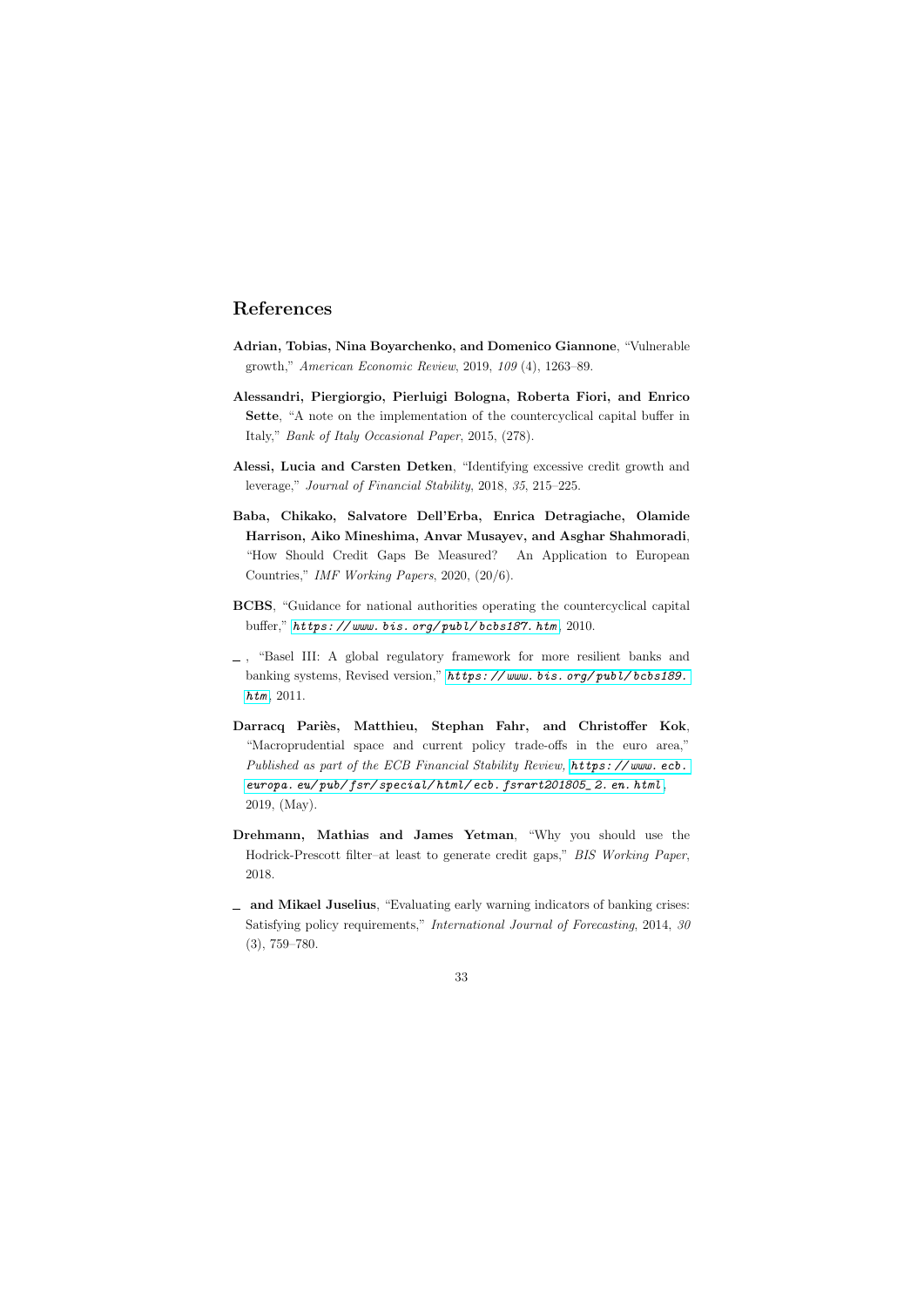## References

**Adrian, Tobias, Nina Boyarchenko, and Domenico Giannone**, "Vulnerable growth," *American Economic Review*, 2019, *109* (4), 1263–89.

**Alessandri, Piergiorgio, Pierluigi Bologna, Roberta Fiori, and Enrico Sette**, "A note on the implementation of the countercyclical capital buffer in Italy," *Bank of Italy Occasional Paper*, 2015, (278).

**Alessi, Lucia and Carsten Detken**, "Identifying excessive credit growth and leverage," *Journal of Financial Stability*, 2018, *35*, 215–225.

**Baba, Chikako, Salvatore Dell'Erba, Enrica Detragiache, Olamide Harrison, Aiko Mineshima, Anvar Musayev, and Asghar Shahmoradi**, "How Should Credit Gaps Be Measured? An Application to European Countries," *IMF Working Papers*, 2020, (20/6).

**BCBS**, "Guidance for national authorities operating the countercyclical capital buffer," *https://www.bis.org/publ/bcbs187.htm*, 2010.

_ , "Basel III: A global regulatory framework for more resilient banks and banking systems, Revised version," *https://www.bis.org/publ/bcbs189.htm*, 2011.

**Darracq Pariès, Matthieu, Stephan Fahr, and Christoffer Kok**, "Macroprudential space and current policy trade-offs in the euro area," *Published as part of the ECB Financial Stability Review*, *https://www.ecb.europa.eu/pub/fsr/special/html/ecb.fsrart201805_2.en.html*, 2019, (May).

**Drehmann, Mathias and James Yetman**, "Why you should use the Hodrick-Prescott filter–at least to generate credit gaps," *BIS Working Paper*, 2018.

_ **and Mikael Juselius**, "Evaluating early warning indicators of banking crises: Satisfying policy requirements," *International Journal of Forecasting*, 2014, *30* (3), 759–780.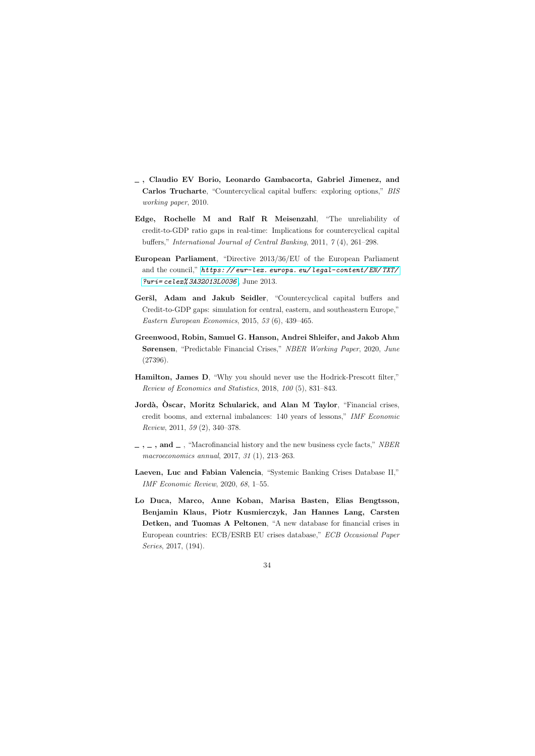_ , **Claudio EV Borio, Leonardo Gambacorta, Gabriel Jimenez, and Carlos Trucharte**, "Countercyclical capital buffers: exploring options," *BIS working paper*, 2010.

**Edge, Rochelle M and Ralf R Meisenzahl**, "The unreliability of credit-to-GDP ratio gaps in real-time: Implications for countercyclical capital buffers," *International Journal of Central Banking*, 2011, *7* (4), 261–298.

**European Parliament**, "Directive 2013/36/EU of the European Parliament and the council," `https://eur-lex.europa.eu/legal-content/EN/TXT/?uri=celex%3A32013L0036`, June 2013.

**Geršl, Adam and Jakub Seidler**, "Countercyclical capital buffers and Credit-to-GDP gaps: simulation for central, eastern, and southeastern Europe," *Eastern European Economics*, 2015, *53* (6), 439–465.

**Greenwood, Robin, Samuel G. Hanson, Andrei Shleifer, and Jakob Ahm Sørensen**, "Predictable Financial Crises," *NBER Working Paper*, 2020, *June* (27396).

**Hamilton, James D**, "Why you should never use the Hodrick-Prescott filter," *Review of Economics and Statistics*, 2018, *100* (5), 831–843.

**Jordà, Òscar, Moritz Schularick, and Alan M Taylor**, "Financial crises, credit booms, and external imbalances: 140 years of lessons," *IMF Economic Review*, 2011, *59* (2), 340–378.

_ , _ , **and** _ , "Macrofinancial history and the new business cycle facts," *NBER macroeconomics annual*, 2017, *31* (1), 213–263.

**Laeven, Luc and Fabian Valencia**, "Systemic Banking Crises Database II," *IMF Economic Review*, 2020, *68*, 1–55.

**Lo Duca, Marco, Anne Koban, Marisa Basten, Elias Bengtsson, Benjamin Klaus, Piotr Kusmierczyk, Jan Hannes Lang, Carsten Detken, and Tuomas A Peltonen**, "A new database for financial crises in European countries: ECB/ESRB EU crises database," *ECB Occasional Paper Series*, 2017, (194).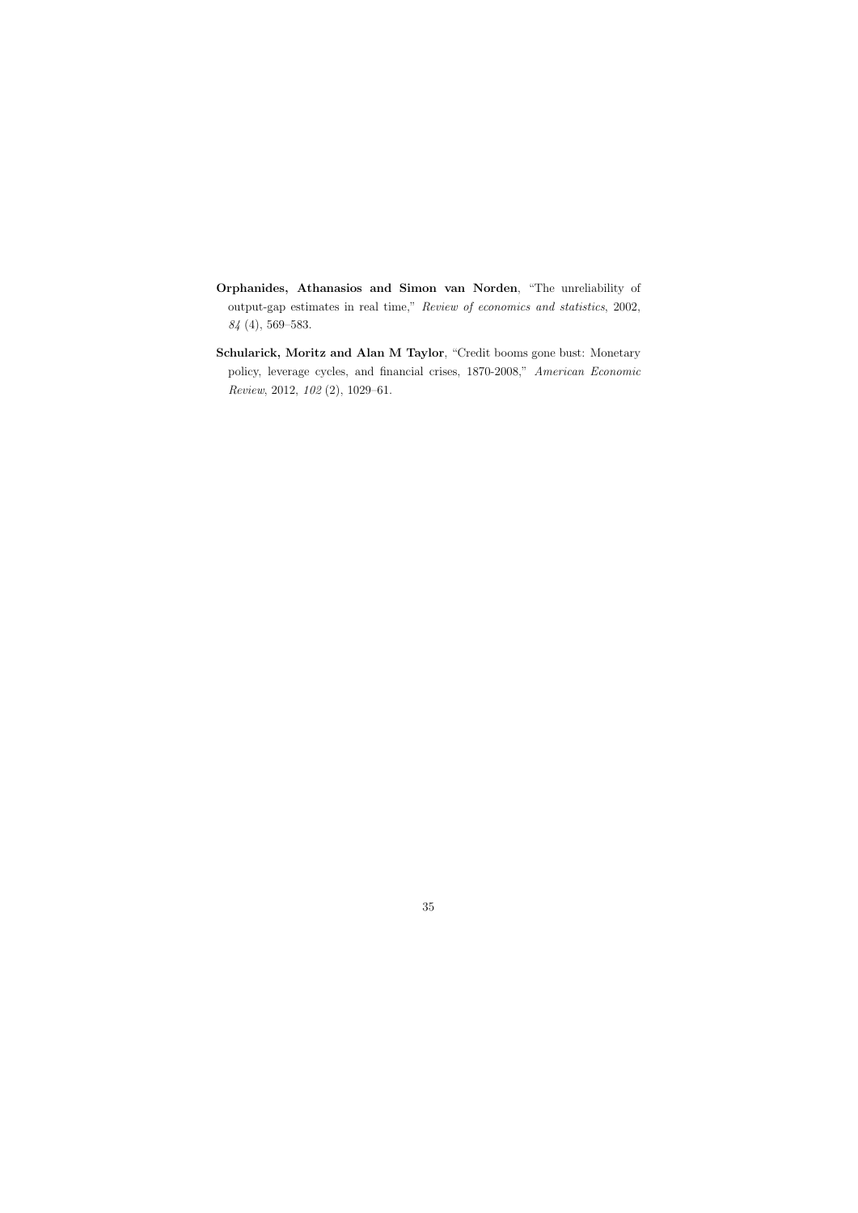**Orphanides, Athanasios and Simon van Norden**, "The unreliability of output-gap estimates in real time," *Review of economics and statistics*, 2002, *84* (4), 569–583.

**Schularick, Moritz and Alan M Taylor**, "Credit booms gone bust: Monetary policy, leverage cycles, and financial crises, 1870-2008," *American Economic Review*, 2012, *102* (2), 1029–61.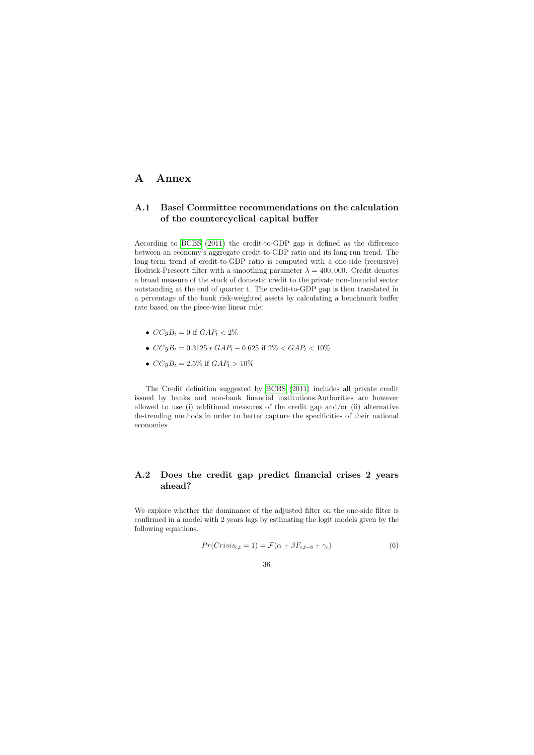# A Annex

## A.1 Basel Committee recommendations on the calculation of the countercyclical capital buffer

According to BCBS (2011) the credit-to-GDP gap is defined as the difference between an economy's aggregate credit-to-GDP ratio and its long-run trend. The long-term trend of credit-to-GDP ratio is computed with a one-side (recursive) Hodrick-Prescott filter with a smoothing parameter $\lambda = 400,000$. Credit denotes a broad measure of the stock of domestic credit to the private non-financial sector outstanding at the end of quarter t. The credit-to-GDP gap is then translated in a percentage of the bank risk-weighted assets by calculating a benchmark buffer rate based on the piece-wise linear rule:

- $CCyB_t = 0$ if $GAP_t < 2\%$
- $CCyB_t = 0.3125 * GAP_t - 0.625$ if $2\% < GAP_t < 10\%$
- $CCyB_t = 2.5\%$ if $GAP_t > 10\%$

The Credit definition suggested by BCBS (2011) includes all private credit issued by banks and non-bank financial institutions.Authorities are however allowed to use (i) additional measures of the credit gap and/or (ii) alternative de-trending methods in order to better capture the specificities of their national economies.

## A.2 Does the credit gap predict financial crises 2 years ahead?

We explore whether the dominance of the adjusted filter on the one-side filter is confirmed in a model with 2 years lags by estimating the logit models given by the following equations.

$$Pr(Crisis_{c,t} = 1) = \mathcal{F}(\alpha + \beta F_{c,t-8} + \gamma_c) \tag{6}$$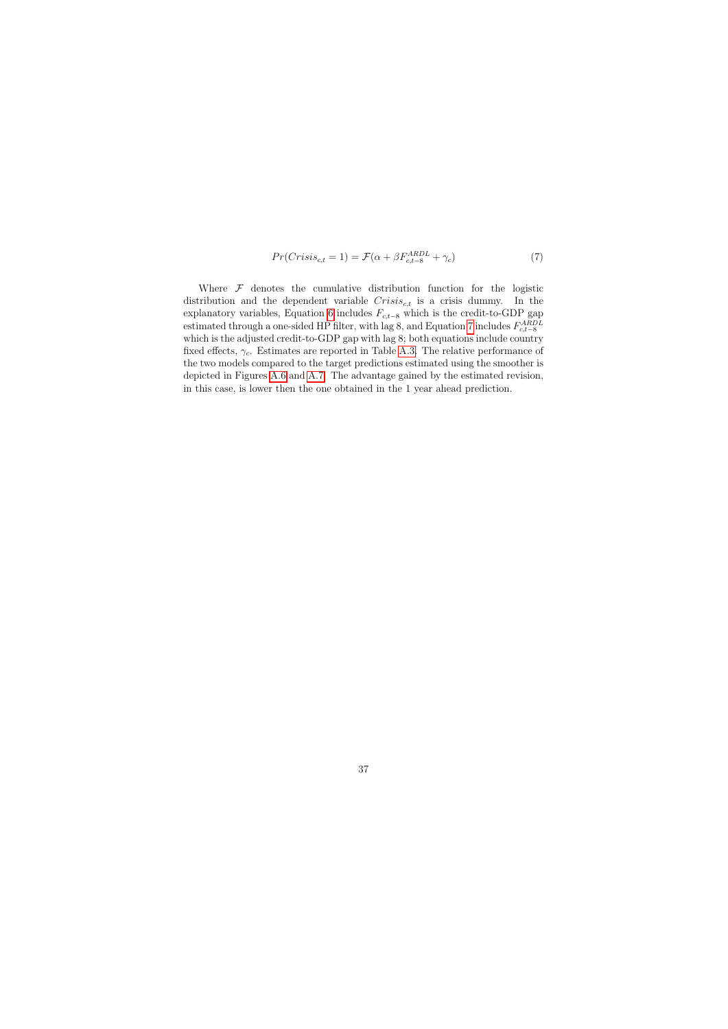$$Pr(Crisis_{c,t} = 1) = \mathcal{F}(\alpha + \beta F^{ARDL}_{c,t-8} + \gamma_c) \tag{7}$$

Where $\mathcal{F}$ denotes the cumulative distribution function for the logistic distribution and the dependent variable $Crisis_{c,t}$ is a crisis dummy. In the explanatory variables, Equation 6 includes $F_{c,t-8}$ which is the credit-to-GDP gap estimated through a one-sided HP filter, with lag 8, and Equation 7 includes $F^{ARDL}_{c,t-8}$ which is the adjusted credit-to-GDP gap with lag 8; both equations include country fixed effects, $\gamma_c$. Estimates are reported in Table A.3. The relative performance of the two models compared to the target predictions estimated using the smoother is depicted in Figures A.6 and A.7. The advantage gained by the estimated revision, in this case, is lower then the one obtained in the 1 year ahead prediction.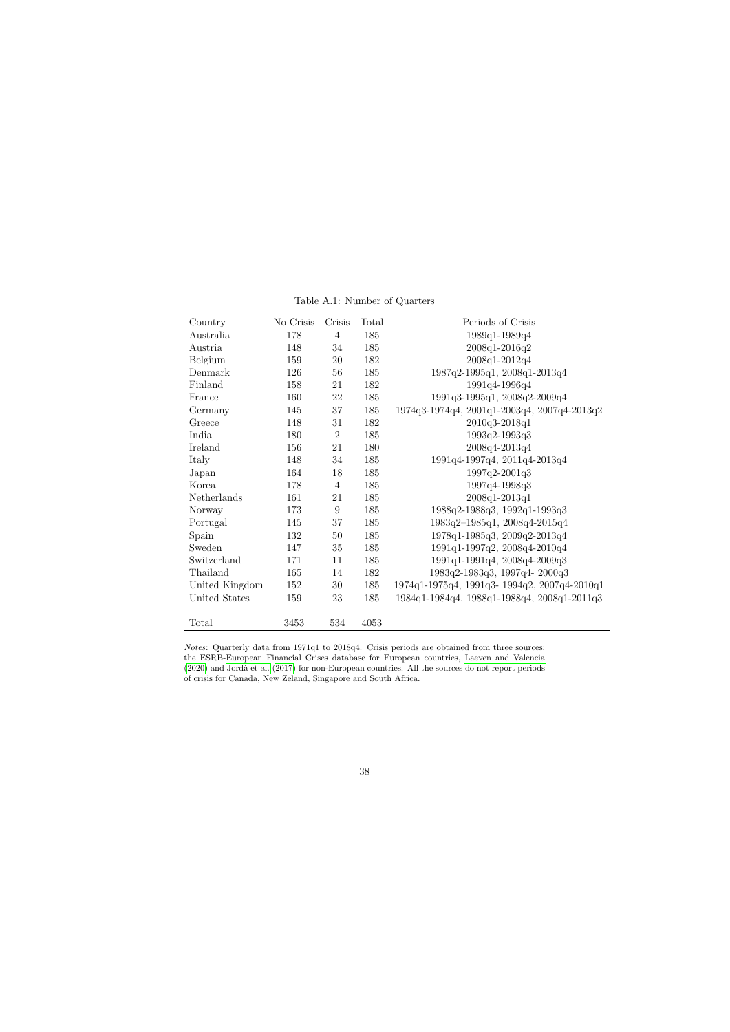Table A.1: Number of Quarters

| Country | No Crisis | Crisis | Total | Periods of Crisis |
|---|---|---|---|---|
| Australia | 178 | 4 | 185 | 1989q1-1989q4 |
| Austria | 148 | 34 | 185 | 2008q1-2016q2 |
| Belgium | 159 | 20 | 182 | 2008q1-2012q4 |
| Denmark | 126 | 56 | 185 | 1987q2-1995q1, 2008q1-2013q4 |
| Finland | 158 | 21 | 182 | 1991q4-1996q4 |
| France | 160 | 22 | 185 | 1991q3-1995q1, 2008q2-2009q4 |
| Germany | 145 | 37 | 185 | 1974q3-1974q4, 2001q1-2003q4, 2007q4-2013q2 |
| Greece | 148 | 31 | 182 | 2010q3-2018q1 |
| India | 180 | 2 | 185 | 1993q2-1993q3 |
| Ireland | 156 | 21 | 180 | 2008q4-2013q4 |
| Italy | 148 | 34 | 185 | 1991q4-1997q4, 2011q4-2013q4 |
| Japan | 164 | 18 | 185 | 1997q2-2001q3 |
| Korea | 178 | 4 | 185 | 1997q4-1998q3 |
| Netherlands | 161 | 21 | 185 | 2008q1-2013q1 |
| Norway | 173 | 9 | 185 | 1988q2-1988q3, 1992q1-1993q3 |
| Portugal | 145 | 37 | 185 | 1983q2–1985q1, 2008q4-2015q4 |
| Spain | 132 | 50 | 185 | 1978q1-1985q3, 2009q2-2013q4 |
| Sweden | 147 | 35 | 185 | 1991q1-1997q2, 2008q4-2010q4 |
| Switzerland | 171 | 11 | 185 | 1991q1-1991q4, 2008q4-2009q3 |
| Thailand | 165 | 14 | 182 | 1983q2-1983q3, 1997q4- 2000q3 |
| United Kingdom | 152 | 30 | 185 | 1974q1-1975q4, 1991q3- 1994q2, 2007q4-2010q1 |
| United States | 159 | 23 | 185 | 1984q1-1984q4, 1988q1-1988q4, 2008q1-2011q3 |
| Total | 3453 | 534 | 4053 | |

*Notes*: Quarterly data from 1971q1 to 2018q4. Crisis periods are obtained from three sources: the ESRB-European Financial Crises database for European countries, Laeven and Valencia (2020) and Jordà et al. (2017) for non-European countries. All the sources do not report periods of crisis for Canada, New Zeland, Singapore and South Africa.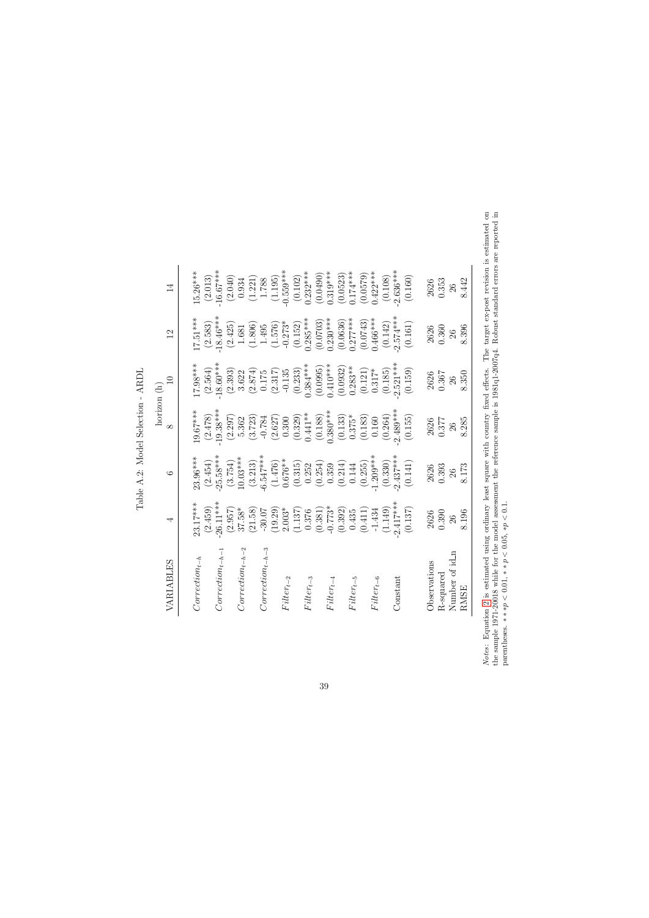Table A.2: Model Selection - ARDL

| VARIABLES | horizon (h) | | | | | |
|---|---|---|---|---|---|---|
| | 4 | 6 | 8 | 10 | 12 | 14 |
| $Correction_{t-h}$ | 23.17*** | 23.96*** | 19.67*** | 17.98*** | 17.51*** | 15.26*** |
| | (2.459) | (2.454) | (2.478) | (2.564) | (2.583) | (2.013) |
| $Correction_{t-h-1}$ | -26.11*** | -25.58*** | -19.38*** | -18.60*** | -18.46*** | -16.67*** |
| | (2.957) | (3.754) | (2.297) | (2.393) | (2.425) | (2.040) |
| $Correction_{t-h-2}$ | 37.58* | 10.03*** | 5.362 | 3.622 | 1.681 | 0.934 |
| | (21.58) | (3.213) | (3.723) | (2.874) | (1.806) | (1.221) |
| $Correction_{t-h-3}$ | -30.07 | -6.547*** | -0.784 | 0.175 | 1.495 | 1.788 |
| | (19.29) | (1.476) | (2.627) | (2.317) | (1.576) | (1.195) |
| $Filter_{t-2}$ | 2.003* | 0.676** | 0.300 | -0.135 | -0.273* | -0.559*** |
| | (1.137) | (0.315) | (0.329) | (0.233) | (0.152) | (0.102) |
| $Filter_{t-3}$ | 0.376 | 0.252 | 0.441** | 0.384*** | 0.285*** | 0.232*** |
| | (0.381) | (0.254) | (0.188) | (0.0995) | (0.0703) | (0.0490) |
| $Filter_{t-4}$ | -0.773* | 0.359 | 0.380*** | 0.410*** | 0.230*** | 0.319*** |
| | (0.392) | (0.214) | (0.133) | (0.0932) | (0.0636) | (0.0523) |
| $Filter_{t-5}$ | 0.435 | 0.144 | 0.375* | 0.283** | 0.277*** | 0.174*** |
| | (0.411) | (0.255) | (0.183) | (0.121) | (0.0743) | (0.0579) |
| $Filter_{t-6}$ | -1.434 | -1.209*** | 0.160 | 0.317* | 0.466*** | 0.422*** |
| | (1.149) | (0.330) | (0.264) | (0.185) | (0.142) | (0.108) |
| Constant | -2.417*** | -2.437*** | -2.489*** | -2.521*** | -2.574*** | -2.636*** |
| | (0.137) | (0.141) | (0.155) | (0.159) | (0.161) | (0.160) |
| | | | | | | |
| Observations | 2626 | 2626 | 2626 | 2626 | 2626 | 2626 |
| R-squared | 0.390 | 0.393 | 0.377 | 0.367 | 0.360 | 0.353 |
| Number of id_n | 26 | 26 | 26 | 26 | 26 | 26 |
| RMSE | 8.196 | 8.173 | 8.285 | 8.350 | 8.396 | 8.442 |

*Notes*: Equation 2 is estimated using ordinary least square with country fixed effects. The target ex-post revision is estimated on the sample 1971-20018 while for the model assessment the reference sample is 1981q1-2007q4. Robust standard errors are reported in parentheses. $***p < 0.01$, $**p < 0.05$, $*p < 0.1$.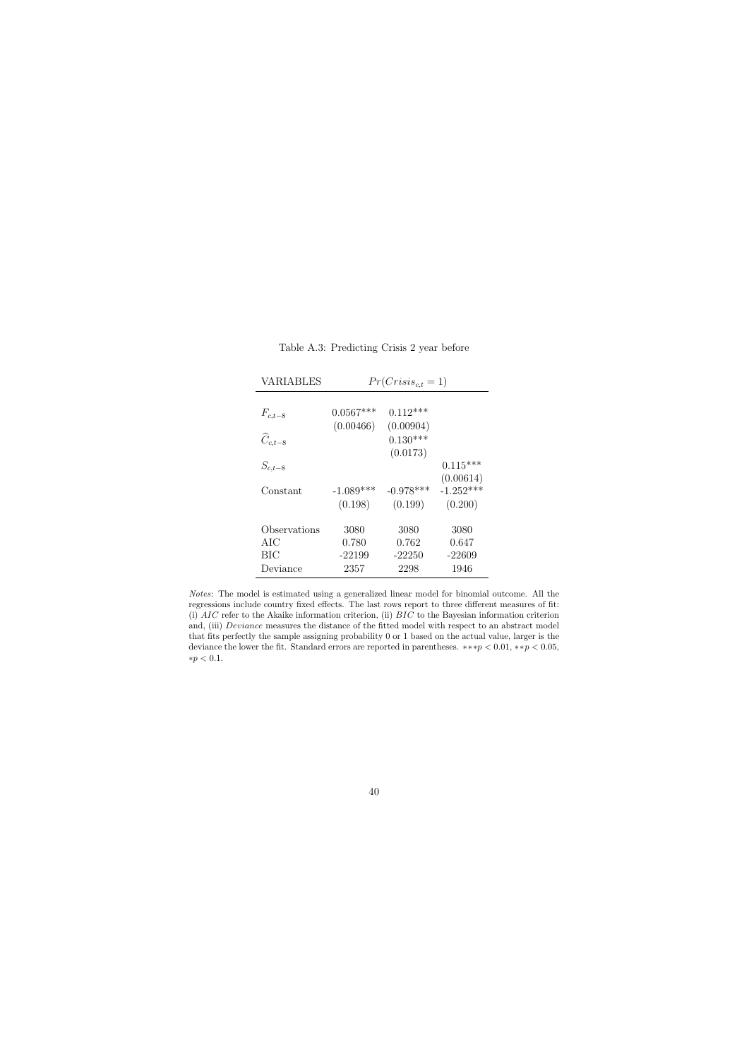Table A.3: Predicting Crisis 2 year before

| VARIABLES | $Pr(Crisis_{c,t} = 1)$ | | |
|---|---|---|---|
| $F_{c,t-8}$ | 0.0567*** | 0.112*** | |
| | (0.00466) | (0.00904) | |
| $\widehat{C}_{c,t-8}$ | | 0.130*** | |
| | | (0.0173) | |
| $S_{c,t-8}$ | | | 0.115*** |
| | | | (0.00614) |
| Constant | -1.089*** | -0.978*** | -1.252*** |
| | (0.198) | (0.199) | (0.200) |
| Observations | 3080 | 3080 | 3080 |
| AIC | 0.780 | 0.762 | 0.647 |
| BIC | -22199 | -22250 | -22609 |
| Deviance | 2357 | 2298 | 1946 |

*Notes*: The model is estimated using a generalized linear model for binomial outcome. All the regressions include country fixed effects. The last rows report to three different measures of fit: (i) *AIC* refer to the Akaike information criterion, (ii) *BIC* to the Bayesian information criterion and, (iii) *Deviance* measures the distance of the fitted model with respect to an abstract model that fits perfectly the sample assigning probability 0 or 1 based on the actual value, larger is the deviance the lower the fit. Standard errors are reported in parentheses. $***p < 0.01$, $**p < 0.05$, $*p < 0.1$.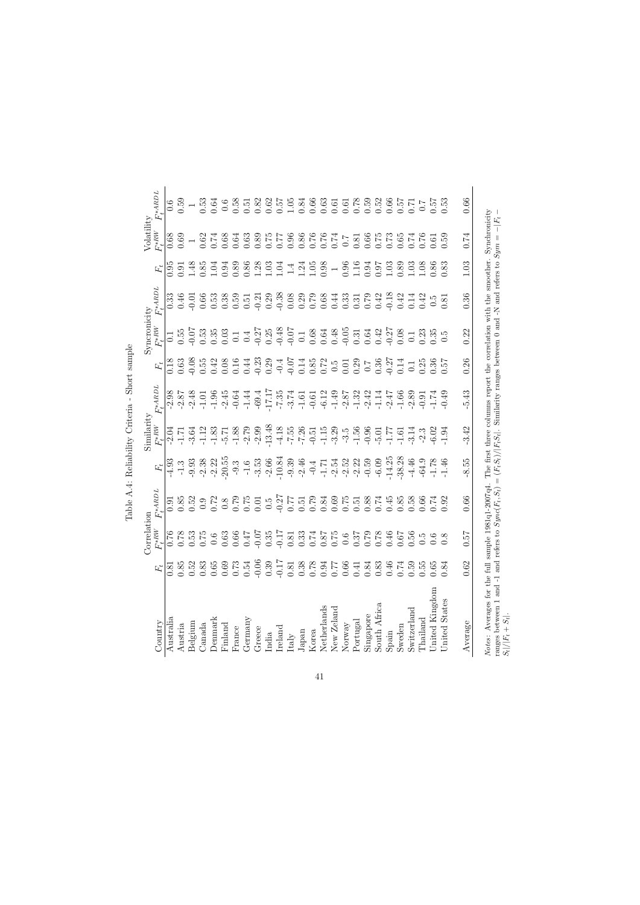Table A.4: Reliability Criteria - Short sample

| Country | Correlation | | | Similarity | | | Syncronicity | | | Volatility | | |
|---|---|---|---|---|---|---|---|---|---|---|---|---|
| | $F_t$ | $F_t^{*RW}$ | $F_t^{*ARDL}$ | $F_t$ | $F_t^{*RW}$ | $F_t^{*ARDL}$ | $F_t$ | $F_t^{*RW}$ | $F_t^{*ARDL}$ | $F_t$ | $F_t^{*RW}$ | $F_t^{*ARDL}$ |
| Australia | 0.81 | 0.76 | 0.91 | -4.93 | -2.04 | -2.98 | 0.18 | 0.1 | 0.33 | 0.95 | 0.68 | 0.6 |
| Austria | 0.85 | 0.78 | 0.85 | -1.3 | -1.71 | -2.87 | 0.63 | 0.55 | 0.46 | 0.91 | 0.69 | 0.59 |
| Belgium | 0.52 | 0.53 | 0.52 | -9.93 | -3.64 | -2.48 | -0.08 | -0.07 | -0.01 | 1.48 | 1 | 1 |
| Canada | 0.83 | 0.75 | 0.9 | -2.38 | -1.12 | -1.01 | 0.55 | 0.53 | 0.66 | 0.85 | 0.62 | 0.53 |
| Denmark | 0.65 | 0.6 | 0.72 | -2.22 | -1.83 | -1.96 | 0.42 | 0.35 | 0.53 | 1.04 | 0.74 | 0.64 |
| Finland | 0.69 | 0.63 | 0.8 | -20.55 | -5.71 | -2.45 | 0.08 | 0.03 | 0.38 | 0.94 | 0.68 | 0.6 |
| France | 0.73 | 0.66 | 0.79 | -9.3 | -1.88 | -0.64 | 0.16 | 0.1 | 0.59 | 0.89 | 0.64 | 0.58 |
| Germany | 0.54 | 0.47 | 0.75 | -1.6 | -2.79 | -1.44 | 0.44 | 0.4 | 0.51 | 0.86 | 0.63 | 0.51 |
| Greece | -0.06 | -0.07 | 0.01 | -3.53 | -2.99 | -69.4 | -0.23 | -0.27 | -0.21 | 1.28 | 0.89 | 0.82 |
| India | 0.39 | 0.35 | 0.5 | -2.66 | -13.48 | -17.17 | 0.29 | 0.25 | 0.29 | 1.03 | 0.75 | 0.62 |
| Ireland | -0.17 | -0.17 | -0.27 | -10.84 | -4.18 | -7.35 | -0.4 | -0.48 | -0.38 | 1.04 | 0.77 | 0.57 |
| Italy | 0.81 | 0.81 | 0.77 | -9.39 | -7.55 | -3.74 | -0.07 | -0.07 | 0.08 | 1.4 | 0.96 | 1.05 |
| Japan | 0.38 | 0.33 | 0.51 | -2.46 | -7.26 | -1.61 | 0.14 | 0.1 | 0.29 | 1.24 | 0.86 | 0.84 |
| Korea | 0.78 | 0.74 | 0.79 | -0.4 | -0.51 | -0.61 | 0.85 | 0.68 | 0.79 | 1.05 | 0.76 | 0.66 |
| Netherlands | 0.94 | 0.87 | 0.84 | -1.71 | -1.15 | -6.12 | 0.72 | 0.64 | 0.68 | 0.98 | 0.76 | 0.63 |
| New Zeland | 0.77 | 0.75 | 0.69 | -2.54 | -3.29 | -1.49 | 0.5 | 0.48 | 0.44 | 1 | 0.74 | 0.61 |
| Norway | 0.66 | 0.6 | 0.75 | -2.52 | -3.5 | -2.87 | 0.01 | -0.05 | 0.33 | 0.96 | 0.7 | 0.61 |
| Portugal | 0.41 | 0.37 | 0.51 | -2.22 | -1.56 | -1.32 | 0.29 | 0.31 | 0.31 | 1.16 | 0.81 | 0.78 |
| Singapore | 0.84 | 0.79 | 0.88 | -0.59 | -0.96 | -2.42 | 0.7 | 0.64 | 0.79 | 0.94 | 0.66 | 0.59 |
| South Africa | 0.83 | 0.78 | 0.74 | -6.09 | -5.01 | -1.14 | 0.36 | 0.42 | 0.42 | 0.97 | 0.75 | 0.52 |
| Spain | 0.46 | 0.46 | 0.45 | -14.25 | -1.77 | -2.47 | -0.27 | -0.27 | -0.18 | 1.03 | 0.73 | 0.66 |
| Sweden | 0.74 | 0.67 | 0.85 | -38.28 | -1.61 | -1.66 | 0.14 | 0.08 | 0.42 | 0.89 | 0.65 | 0.57 |
| Switzerland | 0.59 | 0.56 | 0.58 | -4.46 | -3.14 | -2.89 | 0.1 | 0.1 | 0.14 | 1.03 | 0.74 | 0.71 |
| Thailand | 0.55 | 0.5 | 0.66 | -64.9 | -2.3 | -0.91 | 0.25 | 0.23 | 0.42 | 1.08 | 0.76 | 0.7 |
| United Kingdom | 0.65 | 0.6 | 0.74 | -1.78 | -6.02 | -1.74 | 0.36 | 0.35 | 0.5 | 0.86 | 0.61 | 0.57 |
| United States | 0.84 | 0.8 | 0.92 | -1.46 | -1.94 | -0.49 | 0.57 | 0.5 | 0.81 | 0.83 | 0.59 | 0.53 |
| Average | 0.62 | 0.57 | 0.66 | -8.55 | -3.42 | -5.43 | 0.26 | 0.22 | 0.36 | 1.03 | 0.74 | 0.66 |

*Notes*: Averages for the full sample 1981q1-2007q4. The first three columns report the correlation with the smoother. Synchronicity ranges between 1 and -1 and refers to $Sync(F_t, S_t) = (F_t S_t)/|F_t S_t|$. Similarity ranges between 0 and -N and refers to $Sym = -|F_t - S_t|/|F_t + S_t|$.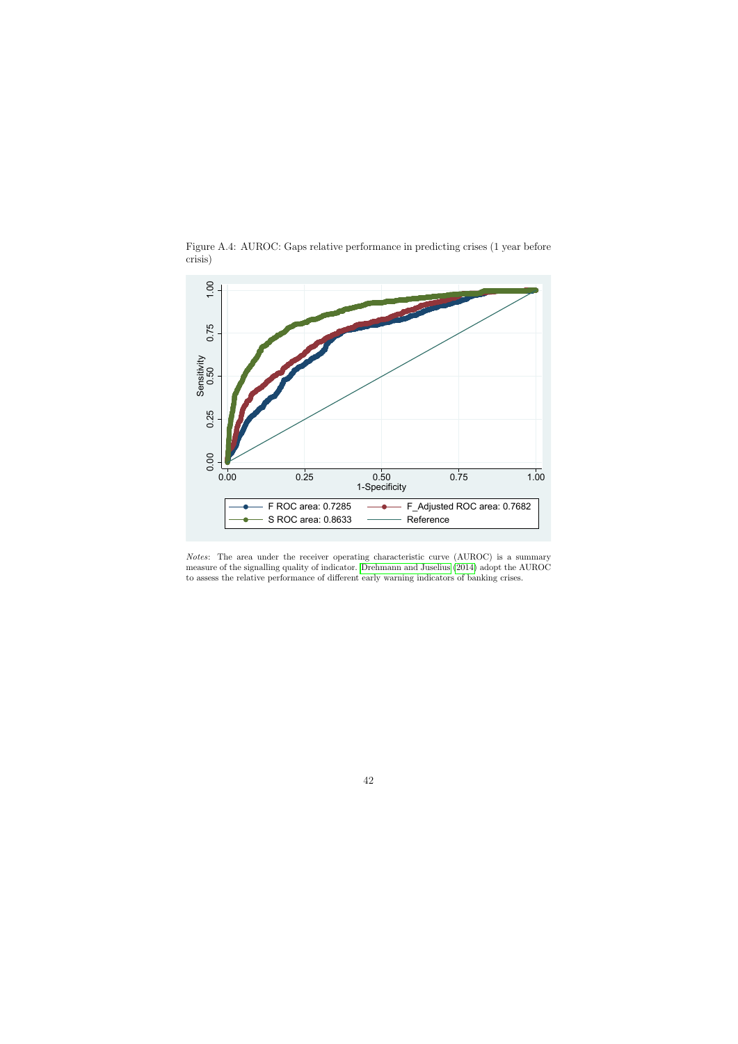Figure A.4: AUROC: Gaps relative performance in predicting crises (1 year before crisis)

*Notes*: The area under the receiver operating characteristic curve (AUROC) is a summary measure of the signalling quality of indicator. Drehmann and Juselius (2014) adopt the AUROC to assess the relative performance of different early warning indicators of banking crises.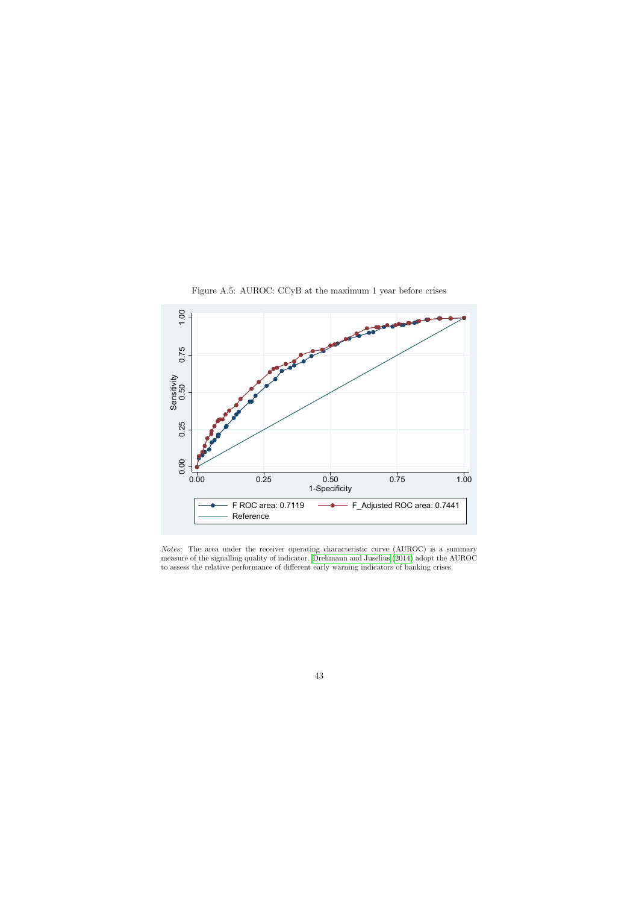Figure A.5: AUROC: CCyB at the maximum 1 year before crises

*Notes*: The area under the receiver operating characteristic curve (AUROC) is a summary measure of the signalling quality of indicator. Drehmann and Juselius (2014) adopt the AUROC to assess the relative performance of different early warning indicators of banking crises.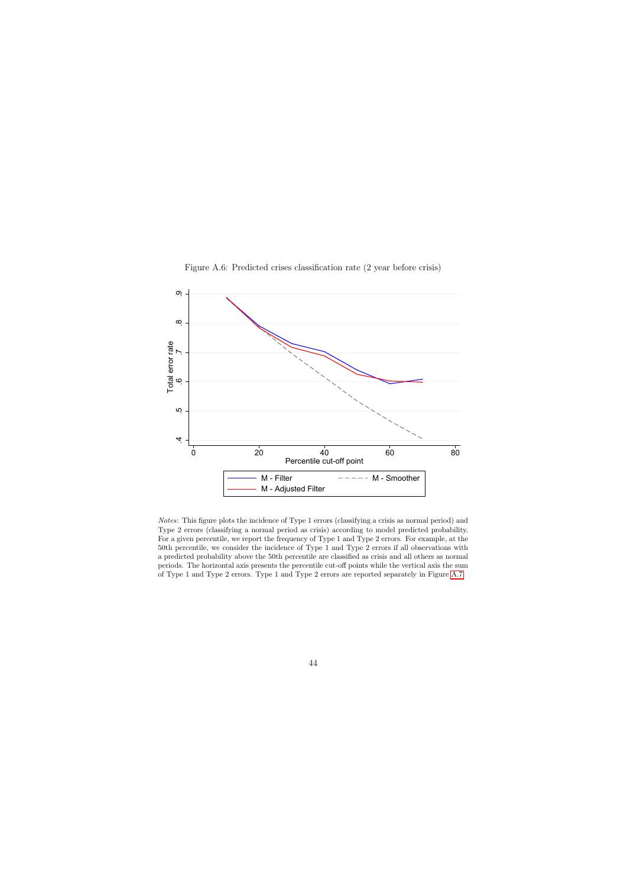Figure A.6: Predicted crises classification rate (2 year before crisis)

*Notes*: This figure plots the incidence of Type 1 errors (classifying a crisis as normal period) and Type 2 errors (classifying a normal period as crisis) according to model predicted probability. For a given percentile, we report the frequency of Type 1 and Type 2 errors. For example, at the 50th percentile, we consider the incidence of Type 1 and Type 2 errors if all observations with a predicted probability above the 50th percentile are classified as crisis and all others as normal periods. The horizontal axis presents the percentile cut-off points while the vertical axis the sum of Type 1 and Type 2 errors. Type 1 and Type 2 errors are reported separately in Figure A.7.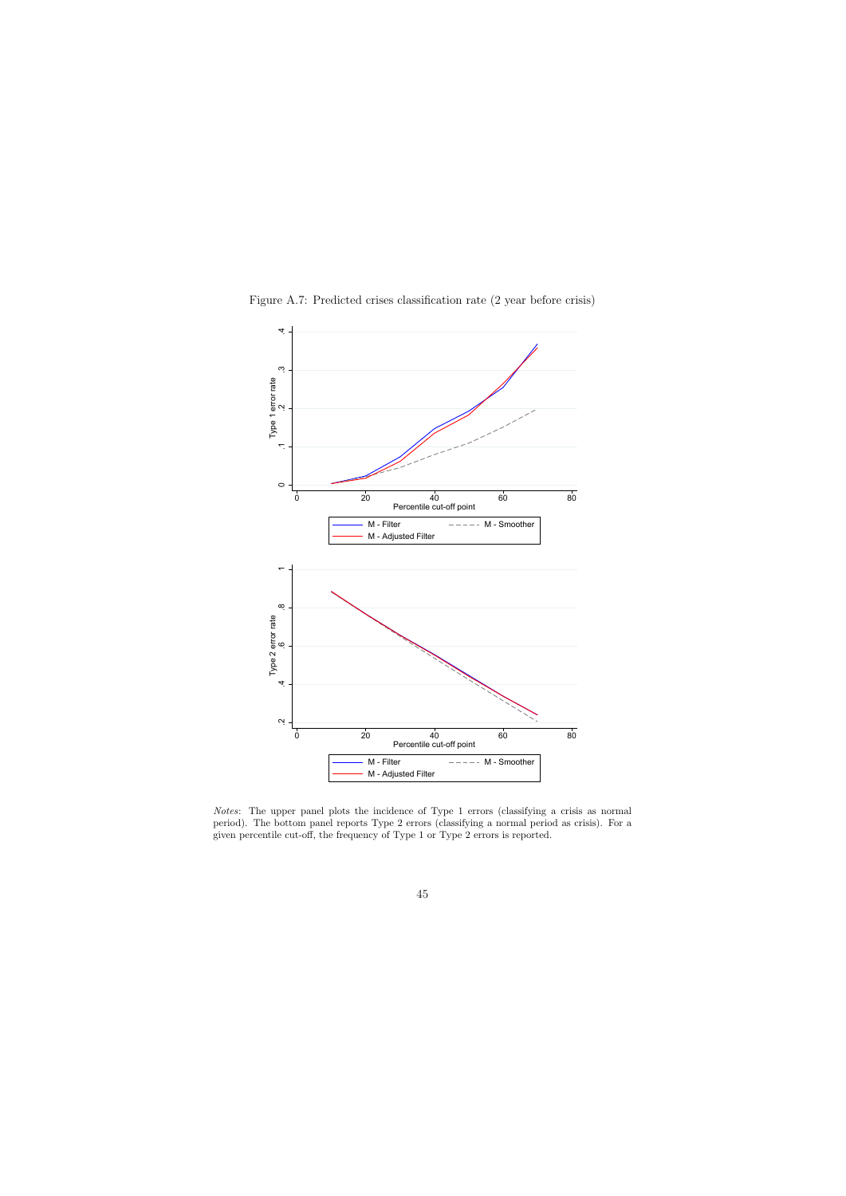Figure A.7: Predicted crises classification rate (2 year before crisis)

*Notes*: The upper panel plots the incidence of Type 1 errors (classifying a crisis as normal period). The bottom panel reports Type 2 errors (classifying a normal period as crisis). For a given percentile cut-off, the frequency of Type 1 or Type 2 errors is reported.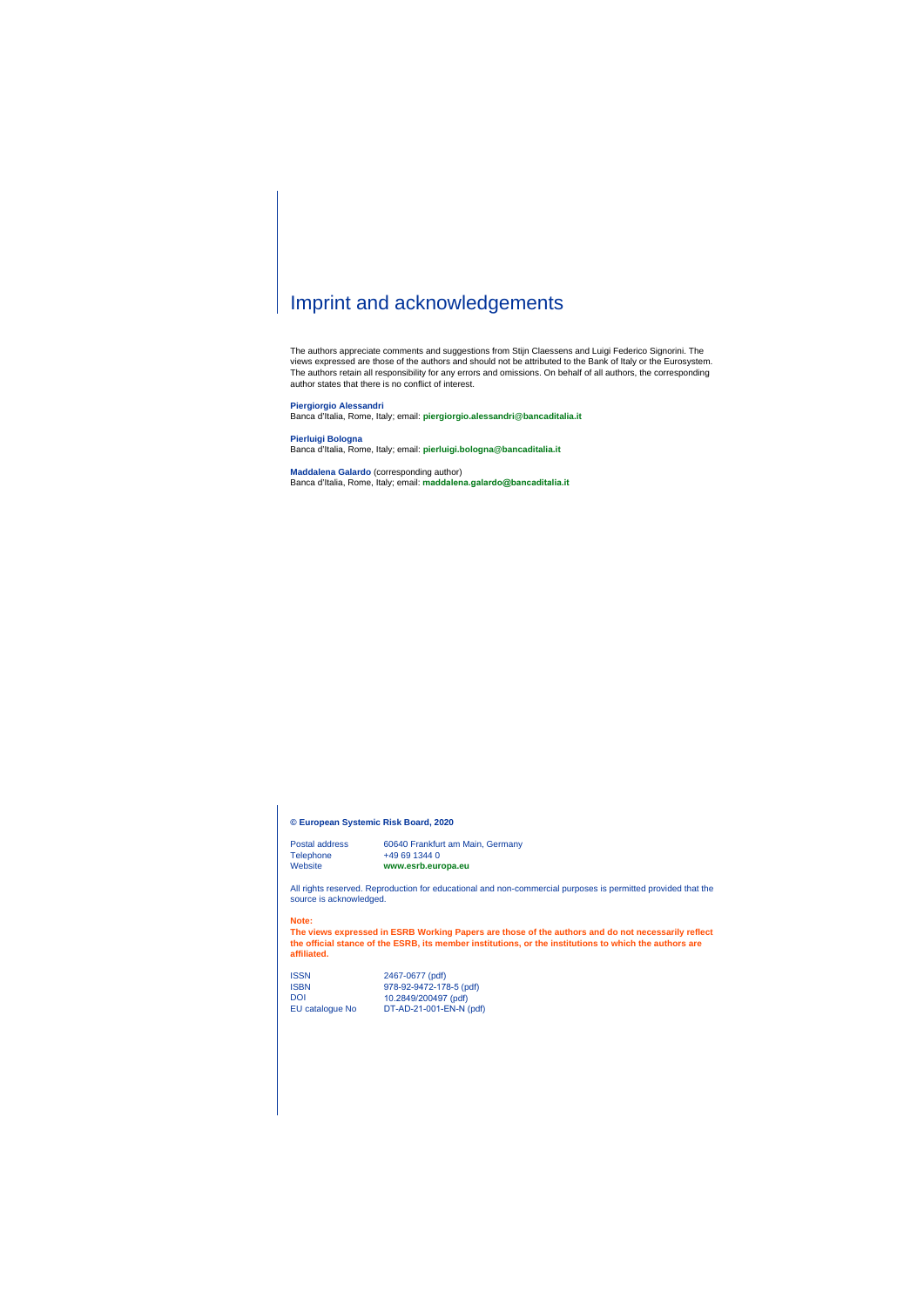# Imprint and acknowledgements

The authors appreciate comments and suggestions from Stijn Claessens and Luigi Federico Signorini. The views expressed are those of the authors and should not be attributed to the Bank of Italy or the Eurosystem. The authors retain all responsibility for any errors and omissions. On behalf of all authors, the corresponding author states that there is no conflict of interest.

**Piergiorgio Alessandri**
Banca d'Italia, Rome, Italy; email: **piergiorgio.alessandri@bancaditalia.it**

**Pierluigi Bologna**
Banca d'Italia, Rome, Italy; email: **pierluigi.bologna@bancaditalia.it**

**Maddalena Galardo** (corresponding author)
Banca d'Italia, Rome, Italy; email: **maddalena.galardo@bancaditalia.it**

**© European Systemic Risk Board, 2020**

| | |
|---|---|
| Postal address | 60640 Frankfurt am Main, Germany |
| Telephone | +49 69 1344 0 |
| Website | **www.esrb.europa.eu** |

All rights reserved. Reproduction for educational and non-commercial purposes is permitted provided that the source is acknowledged.

**Note:**
**The views expressed in ESRB Working Papers are those of the authors and do not necessarily reflect the official stance of the ESRB, its member institutions, or the institutions to which the authors are affiliated.**

| | |
|---|---|
| ISSN | 2467-0677 (pdf) |
| ISBN | 978-92-9472-178-5 (pdf) |
| DOI | 10.2849/200497 (pdf) |
| EU catalogue No | DT-AD-21-001-EN-N (pdf) |